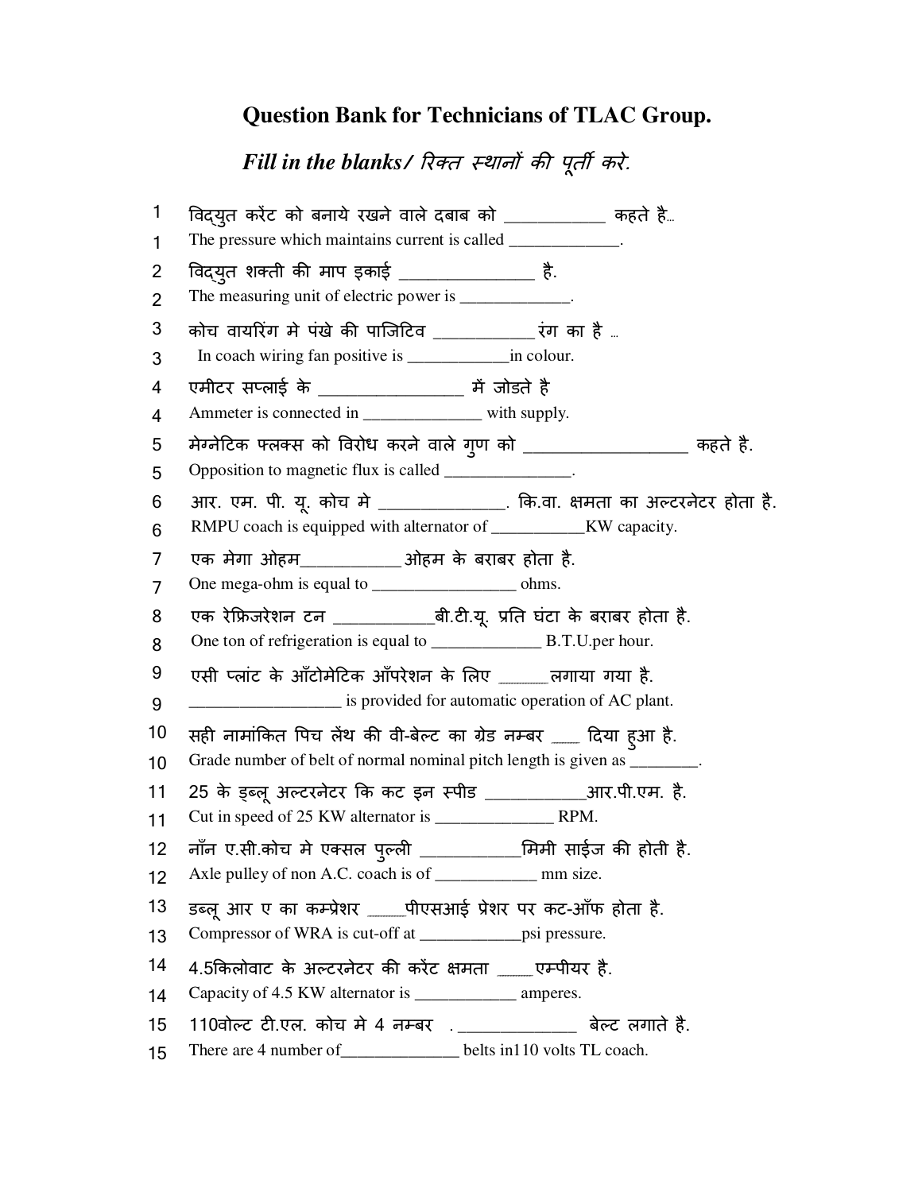# Question Bank for Technicians of TLAC Group.

## *Fill in the blanks/ रिक्त स्थानों की पूर्ती करे.*

1 विद्युत करेंट को बनाये रखने वाले दबाब को ___________ कहते है...
1 The pressure which maintains current is called _____________.

2 विद्युत शक्ती की माप इकाई _______________ है.
2 The measuring unit of electric power is _____________.

3 कोच वायरिंग मे पंखे की पाजिटिव ___________ रंग का है ...
3 In coach wiring fan positive is ____________in colour.

4 एमीटर सप्लाई के _______________ में जोडते है
4 Ammeter is connected in ______________ with supply.

5 मेग्नेटिक फ्लक्स को विरोध करने वाले गुण को __________________ कहते है.
5 Opposition to magnetic flux is called _______________.

6 आर. एम. पी. यू. कोच मे ______________. कि.वा. क्षमता का अल्टरनेटर होता है.
6 RMPU coach is equipped with alternator of ___________KW capacity.

7 एक मेगा ओहम___________ओहम के बराबर होता है.
7 One mega-ohm is equal to ________________ ohms.

8 एक रेफ्रिजरेशन टन ___________बी.टी.यू. प्रति घंटा के बराबर होता है.
8 One ton of refrigeration is equal to _____________ B.T.U.per hour.

9 एसी प्लांट के ऑटोमेटिक ऑपरेशन के लिए ______लगाया गया है.
9 _________________ is provided for automatic operation of AC plant.

10 सही नामांकित पिच लेंथ की वी-बेल्ट का ग्रेड नम्बर ____ दिया हुआ है.
10 Grade number of belt of normal nominal pitch length is given as ________.

11 25 के ड्ब्लू अल्टरनेटर कि कट इन स्पीड ___________आर.पी.एम. है.
11 Cut in speed of 25 KW alternator is ______________ RPM.

12 नॉन ए.सी.कोच मे एक्सल पुल्ली ___________मिमी साईज की होती है.
12 Axle pulley of non A.C. coach is of ____________ mm size.

13 डब्लू आर ए का कम्प्रेशर _____पीएसआई प्रेशर पर कट-ऑफ होता है.
13 Compressor of WRA is cut-off at ____________psi pressure.

14 4.5किलोवाट के अल्टरनेटर की करेंट क्षमता _____एम्पीयर है.
14 Capacity of 4.5 KW alternator is ____________ amperes.

15 110वोल्ट टी.एल. कोच मे 4 नम्बर . _____________ बेल्ट लगाते है.
15 There are 4 number of______________ belts in110 volts TL coach.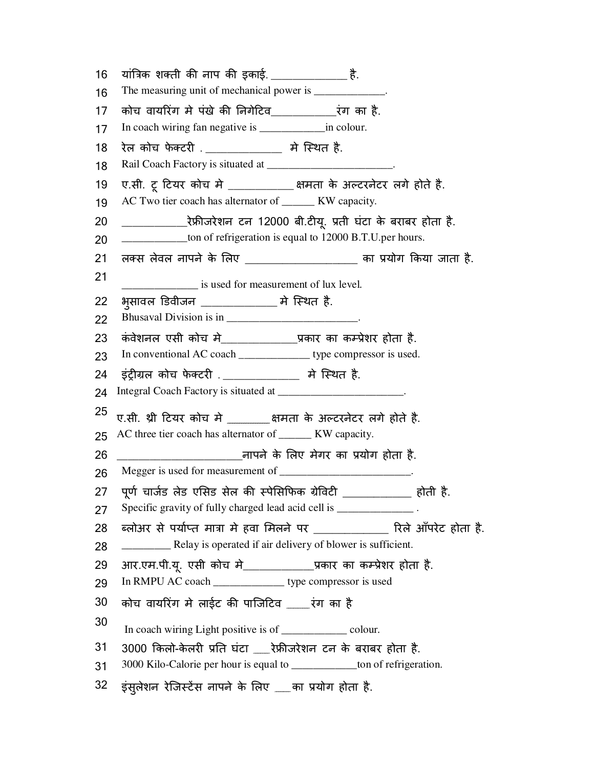16 यांत्रिक शक्ती की नाप की इकाई. _____________ है.

16 The measuring unit of mechanical power is _____________.

17 कोच वायरिंग मे पंखे की निगेटिव___________रंग का है.

17 In coach wiring fan negative is ____________in colour.

18 रेल कोच फेक्टरी . _____________ मे स्थित है.

18 Rail Coach Factory is situated at _______________________.

19 ए.सी. टू टियर कोच मे ___________ क्षमता के अल्टरनेटर लगे होते है.

19 AC Two tier coach has alternator of ______ KW capacity.

20 ___________रेफ्रीजरेशन टन 12000 बी.टीयू. प्रती घंटा के बराबर होता है.

20 ____________ton of refrigeration is equal to 12000 B.T.U.per hours.

21 लक्स लेवल नापने के लिए ___________________ का प्रयोग किया जाता है.

21 _____________ is used for measurement of lux level.

22 भुसावल डिवीजन _____________ मे स्थित है.

22 Bhusaval Division is in ________________________.

23 कंवेशनल एसी कोच मे_____________प्रकार का कम्प्रेशर होता है.

23 In conventional AC coach _____________ type compressor is used.

24 इंट्रीग्रल कोच फेक्टरी . _____________ मे स्थित है.

24 Integral Coach Factory is situated at _______________________.

25 ए.सी. थ्री टियर कोच मे _______क्षमता के अल्टरनेटर लगे होते है.

25 AC three tier coach has alternator of ______ KW capacity.

26 _____________________नापने के लिए मेगर का प्रयोग होता है.

26 Megger is used for measurement of ________________________.

27 पूर्ण चार्जड लेड एसिड सेल की स्पेसिफिक ग्रेविटी ____________ होती है.

27 Specific gravity of fully charged lead acid cell is ______________ .

28 ब्लोअर से पर्याप्त मात्रा मे हवा मिलने पर _____________ रिले ऑपरेट होता है.

28 _________ Relay is operated if air delivery of blower is sufficient.

29 आर.एम.पी.यू. एसी कोच मे____________प्रकार का कम्प्रेशर होता है.

29 In RMPU AC coach _____________ type compressor is used

30 कोच वायरिंग मे लाईट की पाजिटिव _____रंग का है

30 In coach wiring Light positive is of ____________ colour.

31 3000 किलो-केलरी प्रति घंटा ___रेफ्रीजरेशन टन के बराबर होता है.

31 3000 Kilo-Calorie per hour is equal to ____________ton of refrigeration.

32 इंसुलेशन रेजिस्टेंस नापने के लिए ___का प्रयोग होता है.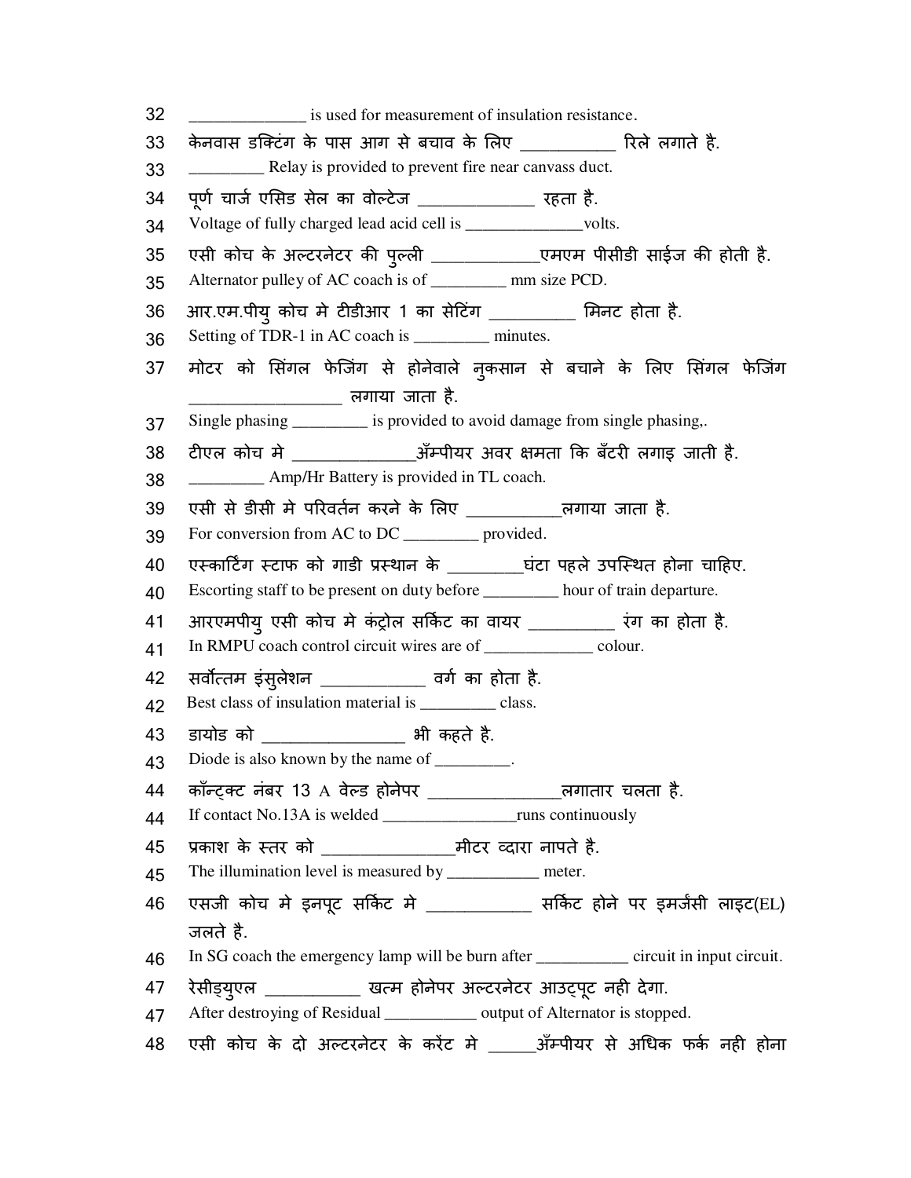32 ______________ is used for measurement of insulation resistance.

33 केनवास डक्टिंग के पास आग से बचाव के लिए ___________ रिले लगाते है.

33 _________ Relay is provided to prevent fire near canvass duct.

34 पूर्ण चार्ज एसिड सेल का वोल्टेज _____________ रहता है.

34 Voltage of fully charged lead acid cell is ______________volts.

35 एसी कोच के अल्टरनेटर की पुल्ली ____________एमएम पीसीडी साईज की होती है.

35 Alternator pulley of AC coach is of _________ mm size PCD.

36 आर.एम.पीयु कोच मे टीडीआर 1 का सेटिंग __________ मिनट होता है.

36 Setting of TDR-1 in AC coach is _________ minutes.

37 मोटर को सिंगल फेजिंग से होनेवाले नुकसान से बचाने के लिए सिंगल फेजिंग _________________ लगाया जाता है.

37 Single phasing _________ is provided to avoid damage from single phasing,.

38 टीएल कोच मे ______________ॲम्पीयर अवर क्षमता कि बॅटरी लगाइ जाती है.

38 _________ Amp/Hr Battery is provided in TL coach.

39 एसी से डीसी मे परिवर्तन करने के लिए ___________लगाया जाता है.

39 For conversion from AC to DC _________ provided.

40 एस्कार्टिंग स्टाफ को गाडी प्रस्थान के _________घंटा पहले उपस्थित होना चाहिए.

40 Escorting staff to be present on duty before _________ hour of train departure.

41 आरएमपीयु एसी कोच मे कंट्रोल सर्किट का वायर __________ रंग का होता है.

41 In RMPU coach control circuit wires are of _____________ colour.

42 सर्वोत्तम इंसुलेशन ____________ वर्ग का होता है.

42 Best class of insulation material is _________ class.

43 डायोड को ________________ भी कहते है.

43 Diode is also known by the name of _________.

44 कॉन्ट्क्ट नंबर 13 A वेल्ड होनेपर _______________लगातार चलता है.

44 If contact No.13A is welded ________________runs continuously

45 प्रकाश के स्तर को _______________मीटर व्दारा नापते है.

45 The illumination level is measured by ___________ meter.

46 एसजी कोच मे इनपूट सर्किट मे ____________ सर्किट होने पर इमर्जसी लाइट(EL) जलते है.

46 In SG coach the emergency lamp will be burn after ___________ circuit in input circuit.

47 रेसीड्युएल ___________ खत्म होनेपर अल्टरनेटर आउट्पूट नही देगा.

47 After destroying of Residual ___________ output of Alternator is stopped.

48 एसी कोच के दो अल्टरनेटर के करेंट मे _____ॲम्पीयर से अधिक फर्क नही होना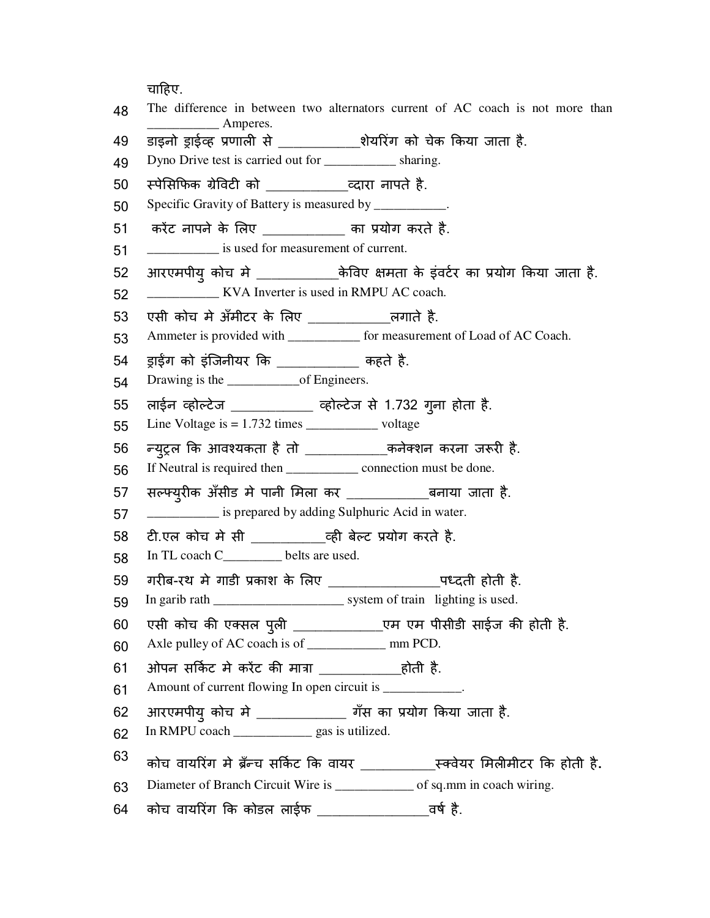चाहिए.

48 The difference in between two alternators current of AC coach is not more than ___________ Amperes.

49 डाइनो ड्राईव्ह प्रणाली से ____________शेयरिंग को चेक किया जाता है.

49 Dyno Drive test is carried out for ___________ sharing.

50 स्पेसिफिक ग्रेविटी को ____________व्दारा नापते है.

50 Specific Gravity of Battery is measured by ___________.

51 करंट नापने के लिए ____________ का प्रयोग करते है.

51 ___________ is used for measurement of current.

52 आरएमपीयु कोच मे ____________केविए क्षमता के इंवर्टर का प्रयोग किया जाता है.

52 ___________ KVA Inverter is used in RMPU AC coach.

53 एसी कोच मे अँमीटर के लिए ____________लगाते है.

53 Ammeter is provided with ___________ for measurement of Load of AC Coach.

54 ड्राईंग को इंजिनीयर कि ____________ कहते है.

54 Drawing is the ___________of Engineers.

55 लाईन व्होल्टेज ____________ व्होल्टेज से 1.732 गुना होता है.

55 Line Voltage is = 1.732 times ___________ voltage

56 न्युट्रल कि आवश्यकता है तो ____________कनेक्शन करना जरूरी है.

56 If Neutral is required then ___________ connection must be done.

57 सल्फ्युरीक अँसीड मे पानी मिला कर ____________बनाया जाता है.

57 ___________ is prepared by adding Sulphuric Acid in water.

58 टी.एल कोच मे सी ___________व्ही बेल्ट प्रयोग करते है.

58 In TL coach C_________ belts are used.

59 गरीब-रथ मे गाडी प्रकाश के लिए ________________पध्दती होती है.

59 In garib rath ____________________ system of train lighting is used.

60 एसी कोच की एक्सल पुली _____________एम एम पीसीडी साईज की होती है.

60 Axle pulley of AC coach is of ____________ mm PCD.

61 ओपन सर्किट मे करंट की मात्रा ____________होती है.

61 Amount of current flowing In open circuit is ____________.

62 आरएमपीयु कोच मे _____________ गॅस का प्रयोग किया जाता है.

62 In RMPU coach ____________ gas is utilized.

63 कोच वायरिंग मे ब्रॅन्च सर्किट कि वायर ___________स्क्वेयर मिलीमीटर कि होती है.

63 Diameter of Branch Circuit Wire is ____________ of sq.mm in coach wiring.

64 कोच वायरिंग कि कोडल लाईफ ________________वर्ष है.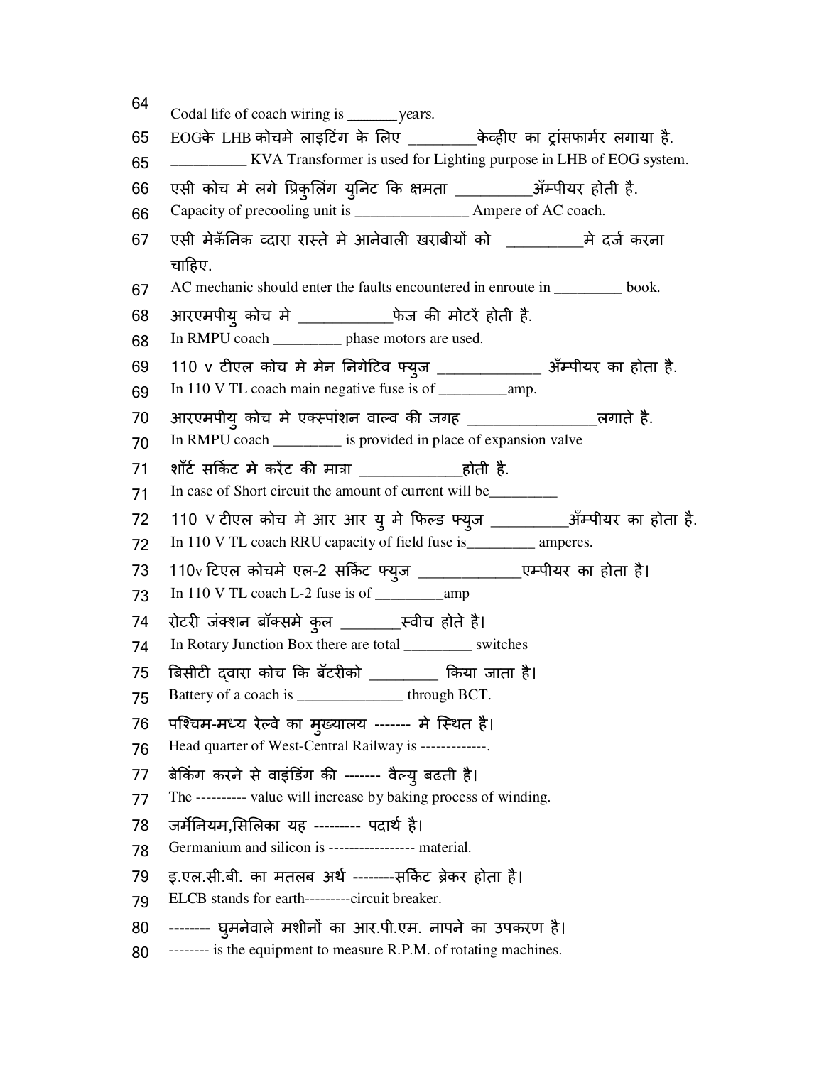64 Codal life of coach wiring is _______ years.

65 EOGके LHB कोचमे लाइटिंग के लिए _________केव्हीए का ट्रांसफार्मर लगाया है.

65 __________ KVA Transformer is used for Lighting purpose in LHB of EOG system.

66 एसी कोच मे लगे प्रिकुलिंग युनिट कि क्षमता __________ॲम्पीयर होती है.

66 Capacity of precooling unit is _______________ Ampere of AC coach.

67 एसी मेकॅनिक व्दारा रास्ते मे आनेवाली खराबीयों को __________मे दर्ज करना चाहिए.

67 AC mechanic should enter the faults encountered in enroute in _________ book.

68 आरएमपीयु कोच मे ____________फेज की मोटरें होती है.

68 In RMPU coach _________ phase motors are used.

69 110 v टीएल कोच मे मेन निगेटिव फ्युज _____________ ॲम्पीयर का होता है.

69 In 110 V TL coach main negative fuse is of _________amp.

70 आरएमपीयु कोच मे एक्स्पांशन वाल्व की जगह ________________लगाते है.

70 In RMPU coach _________ is provided in place of expansion valve

71 शॉर्ट सर्किट मे करेंट की मात्रा _____________होती है.

71 In case of Short circuit the amount of current will be_________

72 110 V टीएल कोच मे आर आर यु मे फिल्ड फ्युज __________ॲम्पीयर का होता है.

72 In 110 V TL coach RRU capacity of field fuse is_________ amperes.

73 110v टिएल कोचमे एल-2 सर्किट फ्युज _____________एम्पीयर का होता है।

73 In 110 V TL coach L-2 fuse is of _________amp

74 रोटरी जंक्शन बॉक्समे कुल ________स्वीच होते है।

74 In Rotary Junction Box there are total _________ switches

75 बिसीटी द्वारा कोच कि बॅटरीको _________ किया जाता है।

75 Battery of a coach is ______________ through BCT.

76 पश्चिम-मध्य रेल्वे का मुख्यालय ------- मे स्थित है।

76 Head quarter of West-Central Railway is -------------.

77 बेकिंग करने से वाइंडिंग की ------- वैल्यु बढती है।

77 The ---------- value will increase by baking process of winding.

78 जर्मेनियम,सिलिका यह --------- पदार्थ है।

78 Germanium and silicon is ----------------- material.

79 इ.एल.सी.बी. का मतलब अर्थ --------सर्किट ब्रेकर होता है।

79 ELCB stands for earth---------circuit breaker.

80 -------- घुमनेवाले मशीनों का आर.पी.एम. नापने का उपकरण है।

80 -------- is the equipment to measure R.P.M. of rotating machines.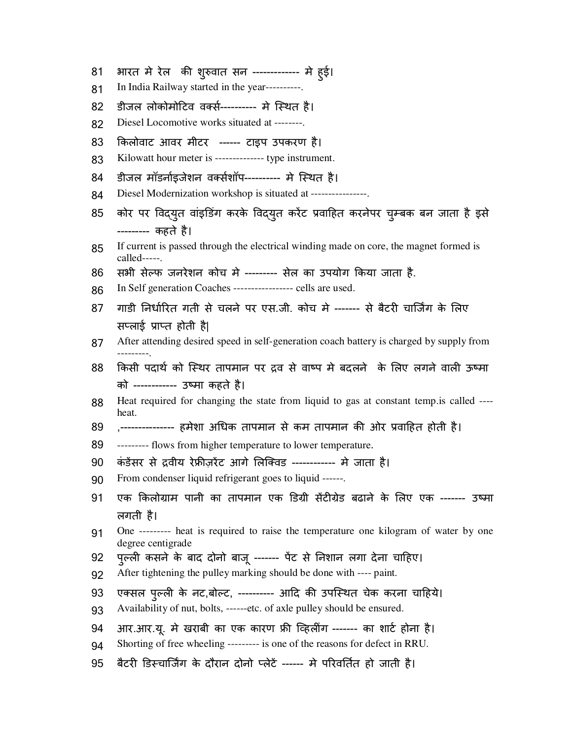81 भारत मे रेल की शुरुवात सन ------------- मे हुई।

81 In India Railway started in the year----------.

82 डीजल लोकोमोटिव वर्क्स---------- मे स्थित है।

82 Diesel Locomotive works situated at --------.

83 किलोवाट आवर मीटर ------ टाइप उपकरण है।

83 Kilowatt hour meter is -------------- type instrument.

84 डीजल मॉडर्नाइजेशन वर्क्सशॉप---------- मे स्थित है।

84 Diesel Modernization workshop is situated at ----------------.

85 कोर पर विद्युत वांइडिंग करके विद्युत करेंट प्रवाहित करनेपर चुम्बक बन जाता है इसे --------- कहते है।

85 If current is passed through the electrical winding made on core, the magnet formed is called-----.

86 सभी सेल्फ जनरेशन कोच मे --------- सेल का उपयोग किया जाता है.

86 In Self generation Coaches ----------------- cells are used.

87 गाडी निर्धारित गती से चलने पर एस.जी. कोच मे ------- से बैटरी चार्जिंग के लिए सप्लाई प्राप्त होती है|

87 After attending desired speed in self-generation coach battery is charged by supply from ---------.

88 किसी पदार्थ को स्थिर तापमान पर द्रव से वाष्प मे बदलने के लिए लगने वाली ऊष्मा को ------------ उष्मा कहते है।

88 Heat required for changing the state from liquid to gas at constant temp.is called ---- heat.

89 ,--------------- हमेशा अधिक तापमान से कम तापमान की ओर प्रवाहित होती है।

89 --------- flows from higher temperature to lower temperature.

90 कंडेंसर से द्रवीय रेफ्रीज़रेंट आगे लिक्विड ------------ मे जाता है।

90 From condenser liquid refrigerant goes to liquid ------.

91 एक किलोग्राम पानी का तापमान एक डिग्री सेंटीग्रेड बढाने के लिए एक ------- उष्मा लगती है।

91 One --------- heat is required to raise the temperature one kilogram of water by one degree centigrade

92 पुल्ली कसने के बाद दोनो बाजू ------- पेंट से निशान लगा देना चाहिए।

92 After tightening the pulley marking should be done with ---- paint.

93 एक्सल पुल्ली के नट,बोल्ट, ---------- आदि की उपस्थित चेक करना चाहिये।

93 Availability of nut, bolts, ------etc. of axle pulley should be ensured.

94 आर.आर.यू. मे खराबी का एक कारण फ्री व्हिलींग ------- का शार्ट होना है।

94 Shorting of free wheeling --------- is one of the reasons for defect in RRU.

95 बैटरी डिस्चार्जिंग के दौरान दोनो प्लेटें ------ मे परिवर्तित हो जाती है।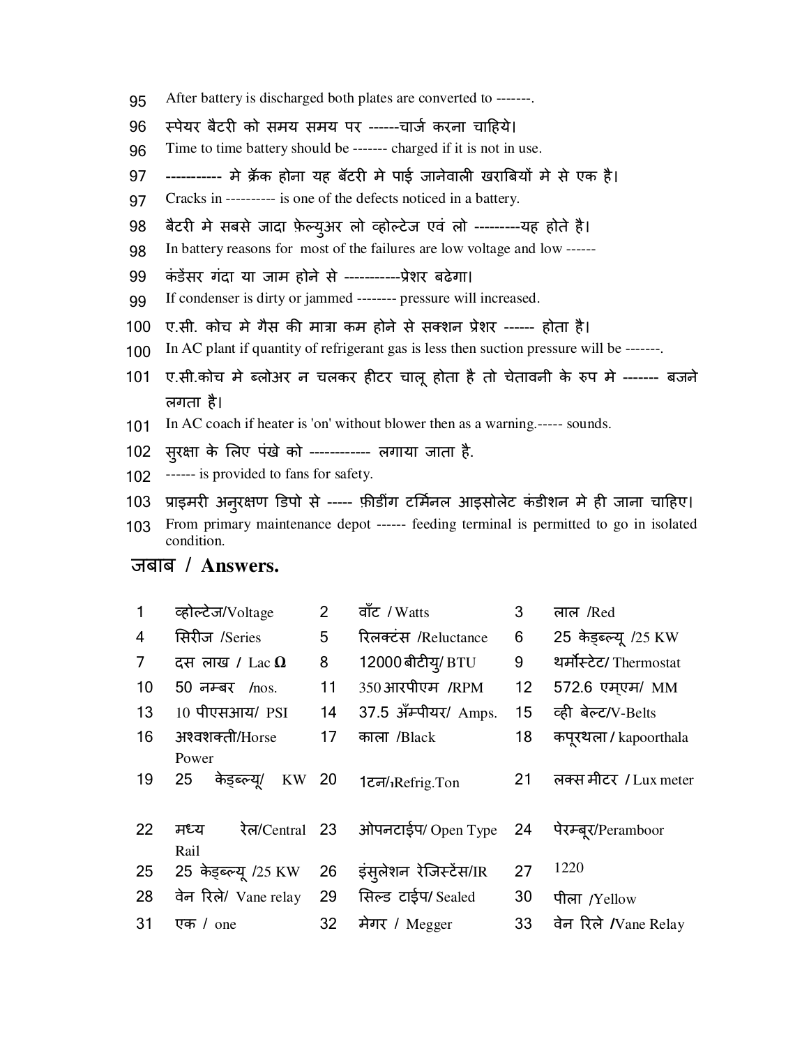95 After battery is discharged both plates are converted to -------.

96 स्पेयर बैटरी को समय समय पर ------चार्ज करना चाहिये।

96 Time to time battery should be ------- charged if it is not in use.

97 ----------- मे क्रॅक होना यह बॅटरी मे पाई जानेवाली खराबियों मे से एक है।

97 Cracks in ---------- is one of the defects noticed in a battery.

98 बैटरी मे सबसे जादा फ़ेल्युअर लो व्होल्टेज एवं लो ---------यह होते है।

98 In battery reasons for most of the failures are low voltage and low ------

99 कंडेंसर गंदा या जाम होने से -----------प्रेशर बढेगा।

99 If condenser is dirty or jammed -------- pressure will increased.

100 ए.सी. कोच मे गैस की मात्रा कम होने से सक्शन प्रेशर ------ होता है।

100 In AC plant if quantity of refrigerant gas is less then suction pressure will be -------.

101 ए.सी.कोच मे ब्लोअर न चलकर हीटर चालू होता है तो चेतावनी के रुप मे ------- बजने लगता है।

101 In AC coach if heater is 'on' without blower then as a warning.----- sounds.

102 सुरक्षा के लिए पंखे को ------------ लगाया जाता है.

102 ------ is provided to fans for safety.

103 प्राइमरी अनुरक्षण डिपो से ----- फ़ीडींग टर्मिनल आइसोलेट कंडीशन मे ही जाना चाहिए।

103 From primary maintenance depot ------ feeding terminal is permitted to go in isolated condition.

## जबाब / Answers.

| | | | | | |
|---|---|---|---|---|---|
| 1 | व्होल्टेज/Voltage | 2 | वॉट / Watts | 3 | लाल /Red |
| 4 | सिरीज /Series | 5 | रिलक्टंस /Reluctance | 6 | 25 केड्ब्ल्यू /25 KW |
| 7 | दस लाख / Lac Ω | 8 | 12000 बीटीयु/ BTU | 9 | थर्मोस्टेट/ Thermostat |
| 10 | 50 नम्बर /nos. | 11 | 350 आरपीएम /RPM | 12 | 572.6 एम्एम/ MM |
| 13 | 10 पीएसआय/ PSI | 14 | 37.5 अँम्पीयर/ Amps. | 15 | व्ही बेल्ट/V-Belts |
| 16 | अश्वशक्ती/Horse Power | 17 | काला /Black | 18 | कपूरथला / kapoorthala |
| 19 | 25 केड्ब्ल्यू/ KW | 20 | 1टन/1Refrig.Ton | 21 | लक्स मीटर / Lux meter |
| 22 | मध्य रेल/Central Rail | 23 | ओपनटाईप/ Open Type | 24 | पेरम्बूर/Peramboor |
| 25 | 25 केड्ब्ल्यू /25 KW | 26 | इंसुलेशन रेजिस्टेंस/IR | 27 | 1220 |
| 28 | वेन रिले/ Vane relay | 29 | सिल्ड टाईप/ Sealed | 30 | पीला /Yellow |
| 31 | एक / one | 32 | मेगर / Megger | 33 | वेन रिले /Vane Relay |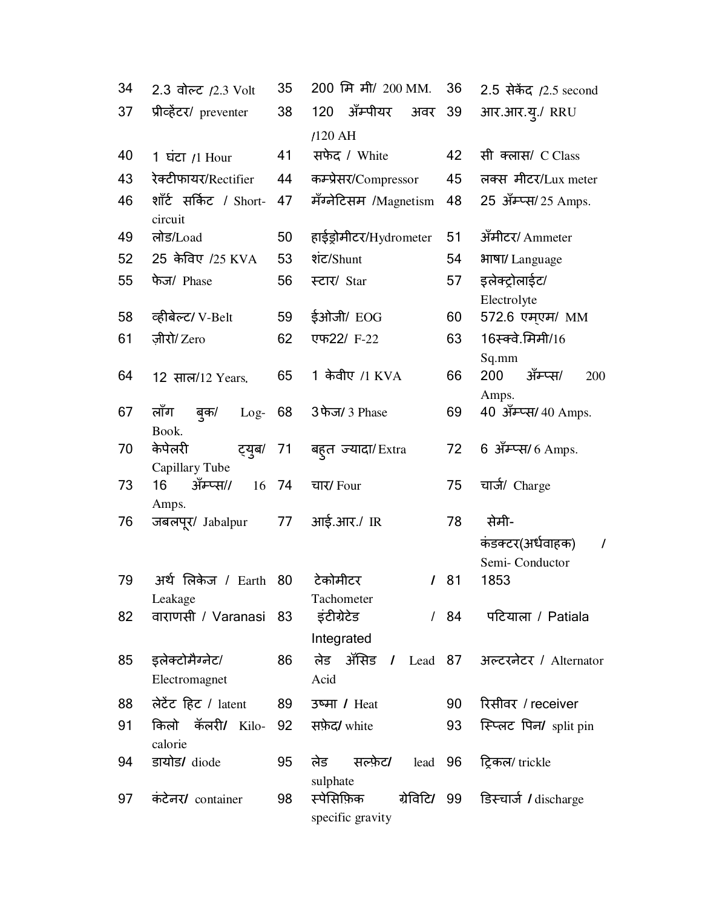| | | | | | |
|---|---|---|---|---|---|
| 34 | 2.3 वोल्ट /2.3 Volt | 35 | 200 मि मी/ 200 MM. | 36 | 2.5 सेकेंद /2.5 second |
| 37 | प्रीव्हेंटर/ preventer | 38 | 120 ॲम्पीयर अवर /120 AH | 39 | आर.आर.यु./ RRU |
| 40 | 1 घंटा /1 Hour | 41 | सफेद / White | 42 | सी क्लास/ C Class |
| 43 | रेक्टीफायर/Rectifier | 44 | कम्प्रेसर/Compressor | 45 | लक्स मीटर/Lux meter |
| 46 | शॉर्ट सर्किट / Short-circuit | 47 | मॅग्नेटिसम /Magnetism | 48 | 25 ॲम्प्स/ 25 Amps. |
| 49 | लोड/Load | 50 | हाईड्रोमीटर/Hydrometer | 51 | ॲमीटर/ Ammeter |
| 52 | 25 केविए /25 KVA | 53 | शंट/Shunt | 54 | भाषा/ Language |
| 55 | फेज/ Phase | 56 | स्टार/ Star | 57 | इलेक्ट्रोलाईट/ Electrolyte |
| 58 | व्हीबेल्ट/ V-Belt | 59 | ईओजी/ EOG | 60 | 572.6 एम्एम/ MM |
| 61 | ज़ीरो/ Zero | 62 | एफ22/ F-22 | 63 | 16स्क्वे.मिमी/16 Sq.mm |
| 64 | 12 साल/12 Years. | 65 | 1 केवीए /1 KVA | 66 | 200 ॲम्प्स/ 200 Amps. |
| 67 | लॉग बुक/ Log-Book. | 68 | 3 फेज/ 3 Phase | 69 | 40 ॲम्प्स/ 40 Amps. |
| 70 | केपेलरी ट्युब/ Capillary Tube | 71 | बहुत ज्यादा/ Extra | 72 | 6 ॲम्प्स/ 6 Amps. |
| 73 | 16 ॲम्प्स// 16 Amps. | 74 | चार/ Four | 75 | चार्ज/ Charge |
| 76 | जबलपूर/ Jabalpur | 77 | आई.आर./ IR | 78 | सेमी-कंडक्टर(अर्धवाहक) / Semi- Conductor |
| 79 | अर्थ लिकेज / Earth Leakage | 80 | टेकोमीटर / Tachometer | 81 | 1853 |
| 82 | वाराणसी / Varanasi | 83 | इंटीग्रेटेड / Integrated | 84 | पटियाला / Patiala |
| 85 | इलेक्टोमैग्नेट/ Electromagnet | 86 | लेड ॲसिड / Lead Acid | 87 | अल्टरनेटर / Alternator |
| 88 | लेटेंट हिट / latent | 89 | उष्मा / Heat | 90 | रिसीवर / receiver |
| 91 | किलो कॅलरी/ Kilo-calorie | 92 | सफ़ेद/ white | 93 | स्प्लिट पिन/ split pin |
| 94 | डायोड/ diode | 95 | लेड सल्फ़ेट/ lead sulphate | 96 | ट्रिकल/ trickle |
| 97 | कंटेनर/ container | 98 | स्पेसिफ़िक ग्रेविटि/ specific gravity | 99 | डिस्चार्ज / discharge |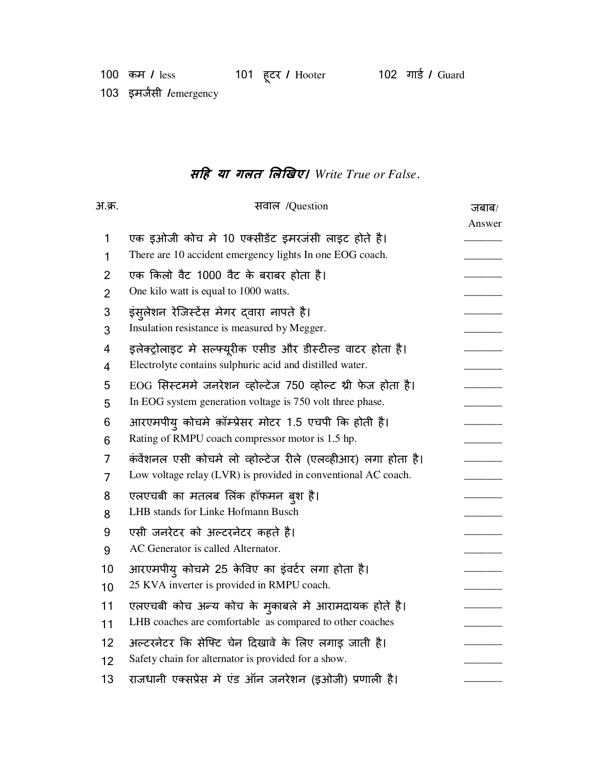100 कम / less   101 हूटर / Hooter   102 गार्ड / Guard

103 इमर्जंसी /emergency

## ***सहि या गलत लिखिए।*** *Write True or False.*

| अ.क्र. | सवाल /Question | जबाब/ Answer |
|---|---|---|
| 1 | एक इओजी कोच मे 10 एक्सीडेंट इमरजंसी लाइट होते है। | _______ |
| 1 | There are 10 accident emergency lights In one EOG coach. | _______ |
| 2 | एक किलो वैट 1000 वैट के बराबर होता है। | _______ |
| 2 | One kilo watt is equal to 1000 watts. | _______ |
| 3 | इंसुलेशन रेजिस्टेंस मेगर द्वारा नापते है। | _______ |
| 3 | Insulation resistance is measured by Megger. | _______ |
| 4 | इलेक्ट्रोलाइट मे सल्फ्यूरीक एसीड और डीस्टील्ड वाटर होता है। | _______ |
| 4 | Electrolyte contains sulphuric acid and distilled water. | _______ |
| 5 | EOG सिस्टममे जनरेशन व्होल्टेज 750 व्होल्ट थ्री फेज होता है। | _______ |
| 5 | In EOG system generation voltage is 750 volt three phase. | _______ |
| 6 | आरएमपीयु कोचमे क़ॉम्प्रेसर मोटर 1.5 एचपी कि होती है। | _______ |
| 6 | Rating of RMPU coach compressor motor is 1.5 hp. | _______ |
| 7 | कंवेंशनल एसी कोचमे लो व्होल्टेज रीले (एलव्हीआर) लगा होता है। | _______ |
| 7 | Low voltage relay (LVR) is provided in conventional AC coach. | _______ |
| 8 | एलएचबी का मतलब लिंक हॉफमन बुश है। | _______ |
| 8 | LHB stands for Linke Hofmann Busch | _______ |
| 9 | एसी जनरेटर को अल्टरनेटर कहते है। | _______ |
| 9 | AC Generator is called Alternator. | _______ |
| 10 | आरएमपीयु कोचमे 25 केविए का इंवर्टर लगा होता है। | _______ |
| 10 | 25 KVA inverter is provided in RMPU coach. | _______ |
| 11 | एलएचबी कोच अन्य कोच के मुकाबले मे आरामदायक होते है। | _______ |
| 11 | LHB coaches are comfortable as compared to other coaches | _______ |
| 12 | अल्टरनेटर कि सेफ्टि चेन दिखावे के लिए लगाइ जाती है। | _______ |
| 12 | Safety chain for alternator is provided for a show. | _______ |
| 13 | राजधानी एक्सप्रेस मे एंड ऑन जनरेशन (इओजी) प्रणाली है। | _______ |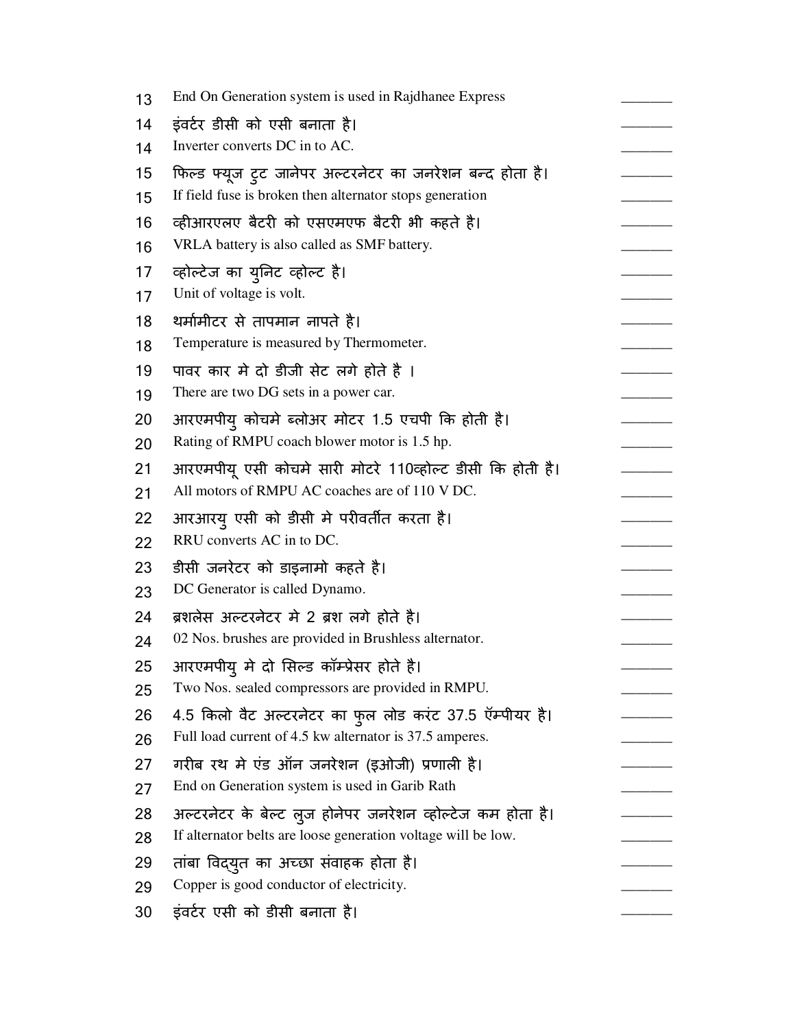13 End On Generation system is used in Rajdhanee Express ________

14 इंवर्टर डीसी को एसी बनाता है। ________

14 Inverter converts DC in to AC. ________

15 फिल्ड फ्यूज टुट जानेपर अल्टरनेटर का जनरेशन बन्द होता है। ________

15 If field fuse is broken then alternator stops generation ________

16 व्हीआरएलए बैटरी को एसएमएफ बैटरी भी कहते है। ________

16 VRLA battery is also called as SMF battery. ________

17 व्होल्टेज का युनिट व्होल्ट है। ________

17 Unit of voltage is volt. ________

18 थर्मामीटर से तापमान नापते है। ________

18 Temperature is measured by Thermometer. ________

19 पावर कार मे दो डीजी सेट लगे होते है । ________

19 There are two DG sets in a power car. ________

20 आरएमपीयु कोचमे ब्लोअर मोटर 1.5 एचपी कि होती है। ________

20 Rating of RMPU coach blower motor is 1.5 hp. ________

21 आरएमपीयू एसी कोचमे सारी मोटरे 110व्होल्ट डीसी कि होती है। ________

21 All motors of RMPU AC coaches are of 110 V DC. ________

22 आरआरयु एसी को डीसी मे परीवर्तीत करता है। ________

22 RRU converts AC in to DC. ________

23 डीसी जनरेटर को डाइनामो कहते है। ________

23 DC Generator is called Dynamo. ________

24 ब्रशलेस अल्टरनेटर मे 2 ब्रश लगे होते है। ________

24 02 Nos. brushes are provided in Brushless alternator. ________

25 आरएमपीयु मे दो सिल्ड कॉम्प्रेसर होते है। ________

25 Two Nos. sealed compressors are provided in RMPU. ________

26 4.5 किलो वैट अल्टरनेटर का फुल लोड करंट 37.5 ॲम्पीयर है। ________

26 Full load current of 4.5 kw alternator is 37.5 amperes. ________

27 गरीब रथ मे एंड ऑन जनरेशन (इओजी) प्रणाली है। ________

27 End on Generation system is used in Garib Rath ________

28 अल्टरनेटर के बेल्ट लुज होनेपर जनरेशन व्होल्टेज कम होता है। ________

28 If alternator belts are loose generation voltage will be low. ________

29 तांबा विद्युत का अच्छा संवाहक होता है। ________

29 Copper is good conductor of electricity. ________

30 इंवर्टर एसी को डीसी बनाता है। ________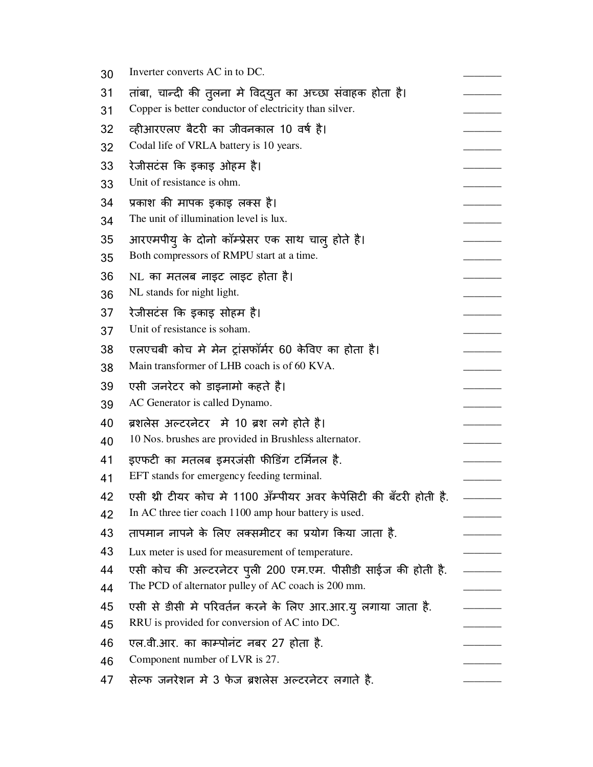30 Inverter converts AC in to DC. \_\_\_\_\_\_\_

31 तांबा, चान्दी की तुलना मे विद्युत का अच्छा संवाहक होता है। \_\_\_\_\_\_\_

31 Copper is better conductor of electricity than silver. \_\_\_\_\_\_\_

32 व्हीआरएलए बैटरी का जीवनकाल 10 वर्ष है। \_\_\_\_\_\_\_

32 Codal life of VRLA battery is 10 years. \_\_\_\_\_\_\_

33 रेजीसटंस कि इकाइ ओहम है। \_\_\_\_\_\_\_

33 Unit of resistance is ohm. \_\_\_\_\_\_\_

34 प्रकाश की मापक इकाइ लक्स है। \_\_\_\_\_\_\_

34 The unit of illumination level is lux. \_\_\_\_\_\_\_

35 आरएमपीयु के दोनो कॉम्प्रेसर एक साथ चालु होते है। \_\_\_\_\_\_\_

35 Both compressors of RMPU start at a time. \_\_\_\_\_\_\_

36 NL का मतलब नाइट लाइट होता है। \_\_\_\_\_\_\_

36 NL stands for night light. \_\_\_\_\_\_\_

37 रेजीसटंस कि इकाइ सोहम है। \_\_\_\_\_\_\_

37 Unit of resistance is soham. \_\_\_\_\_\_\_

38 एलएचबी कोच मे मेन ट्रांसफॉर्मर 60 केविए का होता है। \_\_\_\_\_\_\_

38 Main transformer of LHB coach is of 60 KVA. \_\_\_\_\_\_\_

39 एसी जनरेटर को डाइनामो कहते है। \_\_\_\_\_\_\_

39 AC Generator is called Dynamo. \_\_\_\_\_\_\_

40 ब्रशलेस अल्टरनेटर मे 10 ब्रश लगे होते है। \_\_\_\_\_\_\_

40 10 Nos. brushes are provided in Brushless alternator. \_\_\_\_\_\_\_

41 इएफटी का मतलब इमरजंसी फीडिंग टर्मिनल है. \_\_\_\_\_\_\_

41 EFT stands for emergency feeding terminal. \_\_\_\_\_\_\_

42 एसी थ्री टीयर कोच मे 1100 अँम्पीयर अवर केपेसिटी की बँटरी होती है. \_\_\_\_\_\_\_

42 In AC three tier coach 1100 amp hour battery is used. \_\_\_\_\_\_\_

43 तापमान नापने के लिए लक्समीटर का प्रयोग किया जाता है. \_\_\_\_\_\_\_

43 Lux meter is used for measurement of temperature. \_\_\_\_\_\_\_

44 एसी कोच की अल्टरनेटर पुली 200 एम.एम. पीसीडी साईज की होती है. \_\_\_\_\_\_\_

44 The PCD of alternator pulley of AC coach is 200 mm. \_\_\_\_\_\_\_

45 एसी से डीसी मे परिवर्तन करने के लिए आर.आर.यु लगाया जाता है. \_\_\_\_\_\_\_

45 RRU is provided for conversion of AC into DC. \_\_\_\_\_\_\_

46 एल.वी.आर. का काम्पोनंट नबर 27 होता है. \_\_\_\_\_\_\_

46 Component number of LVR is 27. \_\_\_\_\_\_\_

47 सेल्फ जनरेशन मे 3 फेज ब्रशलेस अल्टरनेटर लगाते है. \_\_\_\_\_\_\_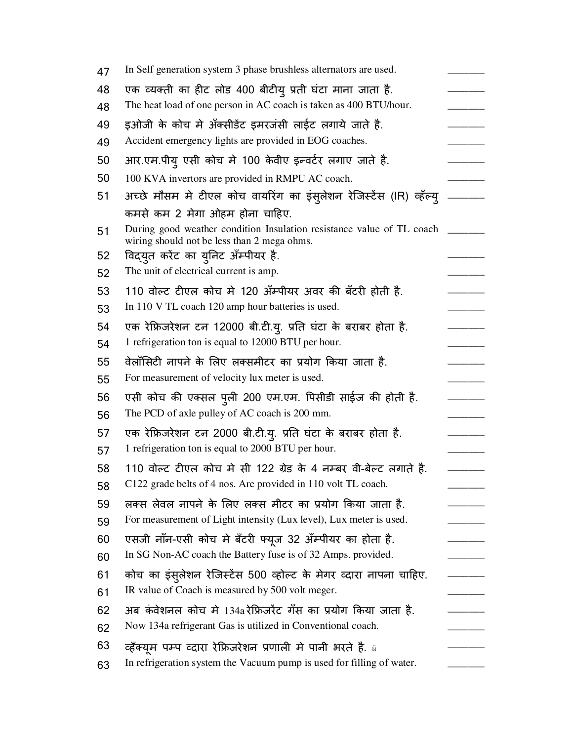47 In Self generation system 3 phase brushless alternators are used. _______

48 एक व्यक्ती का हीट लोड 400 बीटीयु प्रती घंटा माना जाता है. _______

48 The heat load of one person in AC coach is taken as 400 BTU/hour. _______

49 इओजी के कोच मे अँक्सीडेंट इमरजंसी लाईट लगाये जाते है. _______

49 Accident emergency lights are provided in EOG coaches. _______

50 आर.एम.पीयु एसी कोच मे 100 केवीए इन्वर्टर लगाए जाते है. _______

50 100 KVA invertors are provided in RMPU AC coach. _______

51 अच्छे मौसम मे टीएल कोच वायरिंग का इंसुलेशन रेजिस्टेंस (IR) व्हॅल्यु कमसे कम 2 मेगा ओहम होना चाहिए. _______

51 During good weather condition Insulation resistance value of TL coach wiring should not be less than 2 mega ohms. _______

52 विद्युत करंट का युनिट अँम्पीयर है. _______

52 The unit of electrical current is amp. _______

53 110 वोल्ट टीएल कोच मे 120 अँम्पीयर अवर की बँटरी होती है. _______

53 In 110 V TL coach 120 amp hour batteries is used. _______

54 एक रेफ्रिजरेशन टन 12000 बी.टी.यु. प्रति घंटा के बराबर होता है. _______

54 1 refrigeration ton is equal to 12000 BTU per hour. _______

55 वेलॉसिटी नापने के लिए लक्समीटर का प्रयोग किया जाता है. _______

55 For measurement of velocity lux meter is used. _______

56 एसी कोच की एक्सल पुली 200 एम.एम. पिसीडी साईज की होती है. _______

56 The PCD of axle pulley of AC coach is 200 mm. _______

57 एक रेफ्रिजरेशन टन 2000 बी.टी.यु. प्रति घंटा के बराबर होता है. _______

57 1 refrigeration ton is equal to 2000 BTU per hour. _______

58 110 वोल्ट टीएल कोच मे सी 122 ग्रेड के 4 नम्बर वी-बेल्ट लगाते है. _______

58 C122 grade belts of 4 nos. Are provided in 110 volt TL coach. _______

59 लक्स लेवल नापने के लिए लक्स मीटर का प्रयोग किया जाता है. _______

59 For measurement of Light intensity (Lux level), Lux meter is used. _______

60 एसजी नॉन-एसी कोच मे बँटरी फ्यूज 32 अँम्पीयर का होता है. _______

60 In SG Non-AC coach the Battery fuse is of 32 Amps. provided. _______

61 कोच का इंसुलेशन रेजिस्टेंस 500 व्होल्ट के मेगर व्दारा नापना चाहिए. _______

61 IR value of Coach is measured by 500 volt meger. _______

62 अब कंवेशनल कोच मे 134a रेफ्रिजरेंट गॅस का प्रयोग किया जाता है. _______

62 Now 134a refrigerant Gas is utilized in Conventional coach. _______

63 व्हॅक्यूम पम्प व्दारा रेफ्रिजरेशन प्रणाली मे पानी भरते है. ü _______

63 In refrigeration system the Vacuum pump is used for filling of water. _______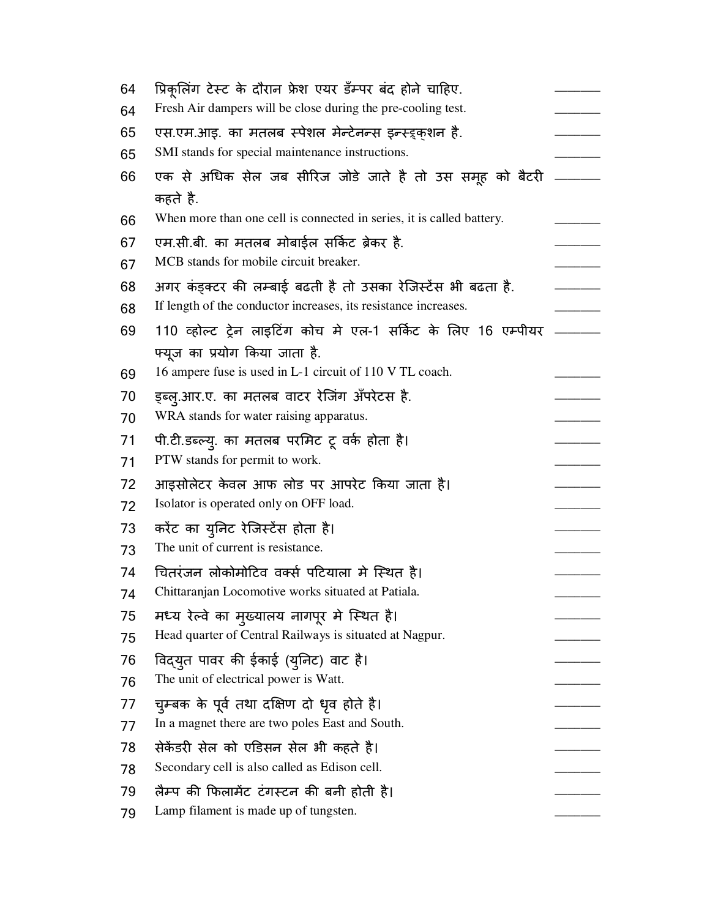64 प्रिकूलिंग टेस्ट के दौरान फ्रेश एयर डँम्पर बंद होने चाहिए. \_\_\_\_\_\_\_

64 Fresh Air dampers will be close during the pre-cooling test. \_\_\_\_\_\_\_

65 एस.एम.आइ. का मतलब स्पेशल मेन्टेनन्स इन्स्ट्रक्शन है. \_\_\_\_\_\_\_

65 SMI stands for special maintenance instructions. \_\_\_\_\_\_\_

66 एक से अधिक सेल जब सीरिज जोडे जाते है तो उस समूह को बैटरी कहते है. \_\_\_\_\_\_\_

66 When more than one cell is connected in series, it is called battery. \_\_\_\_\_\_\_

67 एम.सी.बी. का मतलब मोबाईल सर्किट ब्रेकर है. \_\_\_\_\_\_\_

67 MCB stands for mobile circuit breaker. \_\_\_\_\_\_\_

68 अगर कंड्क्टर की लम्बाई बढती है तो उसका रेजिस्टेंस भी बढता है. \_\_\_\_\_\_\_

68 If length of the conductor increases, its resistance increases. \_\_\_\_\_\_\_

69 110 व्होल्ट ट्रेन लाइटिंग कोच मे एल-1 सर्किट के लिए 16 एम्पीयर फ्यूज का प्रयोग किया जाता है. \_\_\_\_\_\_\_

69 16 ampere fuse is used in L-1 circuit of 110 V TL coach. \_\_\_\_\_\_\_

70 ड्ब्लु.आर.ए. का मतलब वाटर रेजिंग अँपरेटस है. \_\_\_\_\_\_\_

70 WRA stands for water raising apparatus. \_\_\_\_\_\_\_

71 पी.टी.डब्ल्यु. का मतलब परमिट टू वर्क होता है। \_\_\_\_\_\_\_

71 PTW stands for permit to work. \_\_\_\_\_\_\_

72 आइसोलेटर केवल आफ लोड पर आपरेट किया जाता है। \_\_\_\_\_\_\_

72 Isolator is operated only on OFF load. \_\_\_\_\_\_\_

73 करेंट का युनिट रेजिस्टेंस होता है। \_\_\_\_\_\_\_

73 The unit of current is resistance. \_\_\_\_\_\_\_

74 चितरंजन लोकोमोटिव वर्क्स पटियाला मे स्थित है। \_\_\_\_\_\_\_

74 Chittaranjan Locomotive works situated at Patiala. \_\_\_\_\_\_\_

75 मध्य रेल्वे का मुख्यालय नागपूर मे स्थित है। \_\_\_\_\_\_\_

75 Head quarter of Central Railways is situated at Nagpur. \_\_\_\_\_\_\_

76 विद्युत पावर की ईकाई (युनिट) वाट है। \_\_\_\_\_\_\_

76 The unit of electrical power is Watt. \_\_\_\_\_\_\_

77 चुम्बक के पूर्व तथा दक्षिण दो धृव होते है। \_\_\_\_\_\_\_

77 In a magnet there are two poles East and South. \_\_\_\_\_\_\_

78 सेकेंडरी सेल को एडिसन सेल भी कहते है। \_\_\_\_\_\_\_

78 Secondary cell is also called as Edison cell. \_\_\_\_\_\_\_

79 लैम्प की फिलामेंट टंगस्टन की बनी होती है। \_\_\_\_\_\_\_

79 Lamp filament is made up of tungsten. \_\_\_\_\_\_\_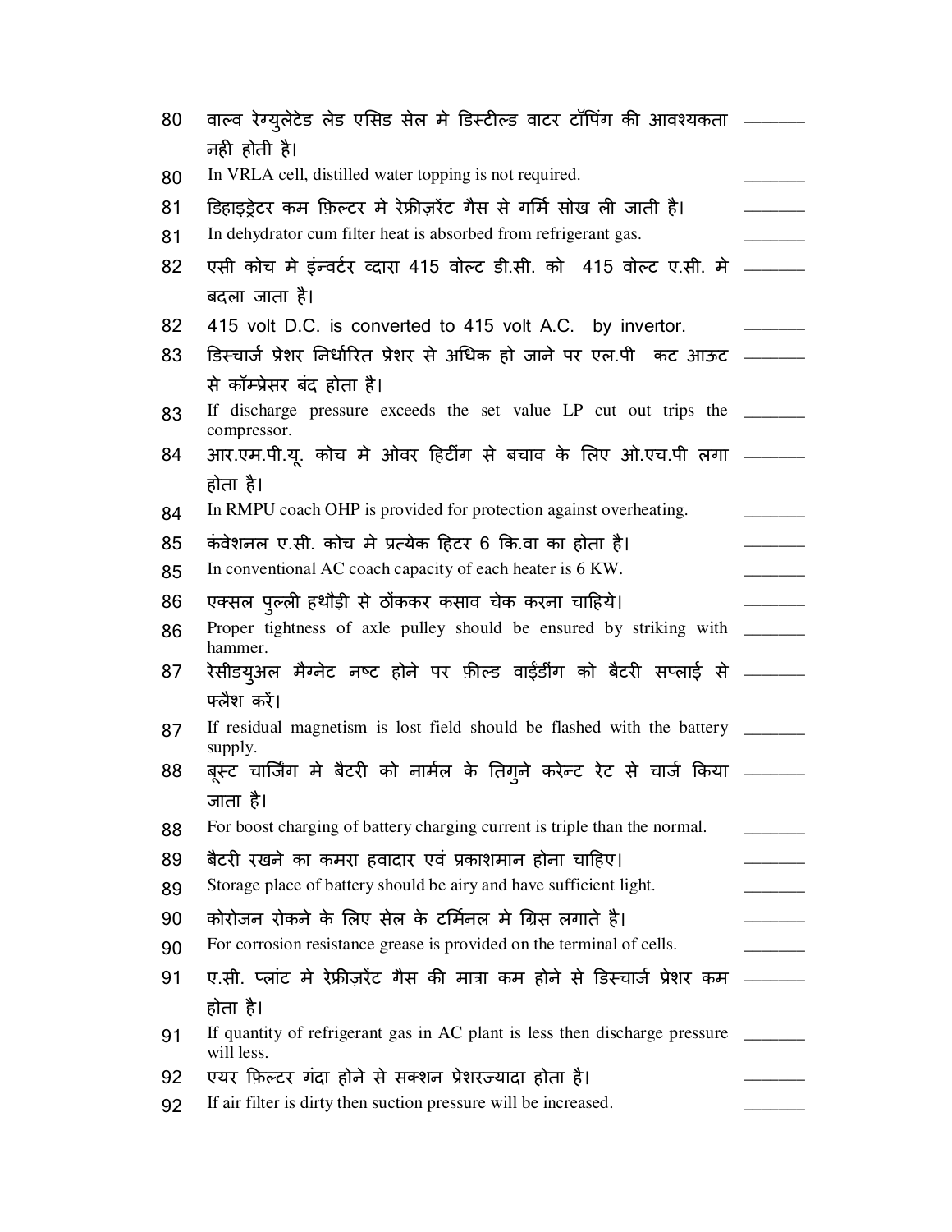80 वाल्व रेग्युलेटेड लेड एसिड सेल मे डिस्टील्ड वाटर टॉपिंग की आवश्यकता नही होती है। \_\_\_\_\_\_\_

80 In VRLA cell, distilled water topping is not required. \_\_\_\_\_\_\_

81 डिहाइड्रेटर कम फ़िल्टर मे रेफ्रीज़रेंट गैस से गर्मि सोख ली जाती है। \_\_\_\_\_\_\_

81 In dehydrator cum filter heat is absorbed from refrigerant gas. \_\_\_\_\_\_\_

82 एसी कोच मे इंन्वर्टर व्दारा 415 वोल्ट डी.सी. को 415 वोल्ट ए.सी. मे बदला जाता है। \_\_\_\_\_\_\_

82 415 volt D.C. is converted to 415 volt A.C. by invertor. \_\_\_\_\_\_\_

83 डिस्चार्ज प्रेशर निर्धारित प्रेशर से अधिक हो जाने पर एल.पी कट आऊट से कॉम्प्रेसर बंद होता है। \_\_\_\_\_\_\_

83 If discharge pressure exceeds the set value LP cut out trips the compressor. \_\_\_\_\_\_\_

84 आर.एम.पी.यू. कोच मे ओवर हिटींग से बचाव के लिए ओ.एच.पी लगा होता है। \_\_\_\_\_\_\_

84 In RMPU coach OHP is provided for protection against overheating. \_\_\_\_\_\_\_

85 कंवेशनल ए.सी. कोच मे प्रत्येक हिटर 6 कि.वा का होता है। \_\_\_\_\_\_\_

85 In conventional AC coach capacity of each heater is 6 KW. \_\_\_\_\_\_\_

86 एक्सल पुल्ली हथौड़ी से ठोंककर कसाव चेक करना चाहिये। \_\_\_\_\_\_\_

86 Proper tightness of axle pulley should be ensured by striking with hammer. \_\_\_\_\_\_\_

87 रेसीडयुअल मैग्नेट नष्ट होने पर फ़ील्ड वाईडींग को बैटरी सप्लाई से फ्लैश करें। \_\_\_\_\_\_\_

87 If residual magnetism is lost field should be flashed with the battery supply. \_\_\_\_\_\_\_

88 बूस्ट चार्जिंग मे बैटरी को नार्मल के तिगुने करेन्ट रेट से चार्ज किया जाता है। \_\_\_\_\_\_\_

88 For boost charging of battery charging current is triple than the normal. \_\_\_\_\_\_\_

89 बैटरी रखने का कमरा हवादार एवं प्रकाशमान होना चाहिए। \_\_\_\_\_\_\_

89 Storage place of battery should be airy and have sufficient light. \_\_\_\_\_\_\_

90 कोरोजन रोकने के लिए सेल के टर्मिनल मे ग्रिस लगाते है। \_\_\_\_\_\_\_

90 For corrosion resistance grease is provided on the terminal of cells. \_\_\_\_\_\_\_

91 ए.सी. प्लांट मे रेफ्रीज़रेंट गैस की मात्रा कम होने से डिस्चार्ज प्रेशर कम होता है। \_\_\_\_\_\_\_

91 If quantity of refrigerant gas in AC plant is less then discharge pressure will less. \_\_\_\_\_\_\_

92 एयर फ़िल्टर गंदा होने से सक्शन प्रेशरज्यादा होता है। \_\_\_\_\_\_\_

92 If air filter is dirty then suction pressure will be increased. \_\_\_\_\_\_\_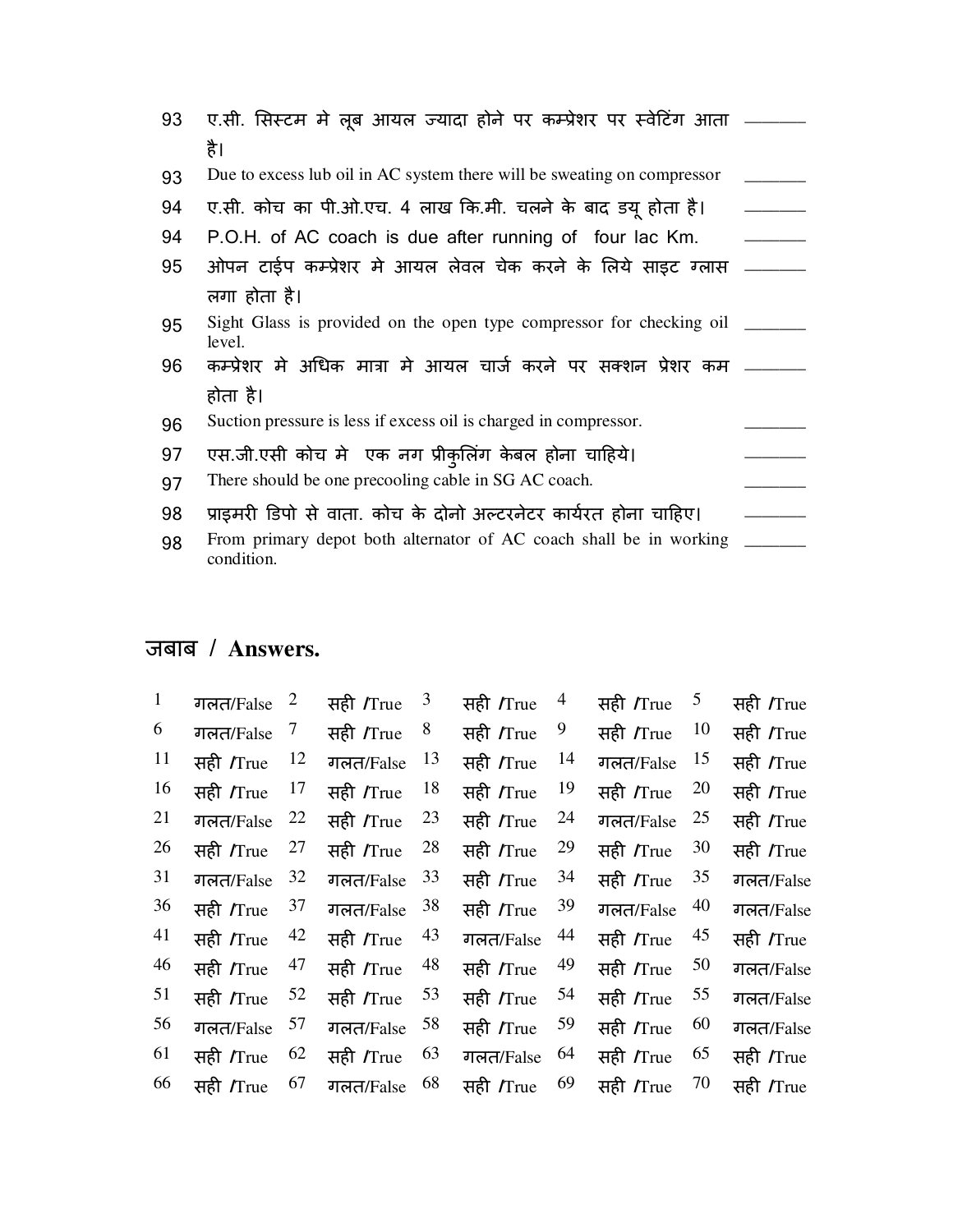93 एए.सी. सिस्टम मे लूब आयल ज्यादा होने पर कम्प्रेशर पर स्वेटिंग आता है। _______

93 Due to excess lub oil in AC system there will be sweating on compressor _______

94 ए.सी. कोच का पी.ओ.एच. 4 लाख कि.मी. चलने के बाद डयू होता है। _______

94 P.O.H. of AC coach is due after running of four lac Km. _______

95 ओपन टाईप कम्प्रेशर मे आयल लेवल चेक करने के लिये साइट ग्लास लगा होता है। _______

95 Sight Glass is provided on the open type compressor for checking oil level. _______

96 कम्प्रेशर मे अधिक मात्रा मे आयल चार्ज करने पर सक्शन प्रेशर कम होता है। _______

96 Suction pressure is less if excess oil is charged in compressor. _______

97 एस.जी.एसी कोच मे एक नग प्रीकुलिंग केबल होना चाहिये। _______

97 There should be one precooling cable in SG AC coach. _______

98 प्राइमरी डिपो से वाता. कोच के दोनो अल्टरनेटर कार्यरत होना चाहिए। _______

98 From primary depot both alternator of AC coach shall be in working condition. _______

## जबाब / Answers.

| | | | | | | | | | |
|---|---|---|---|---|---|---|---|---|---|
| 1 | गलत/False | 2 | सही /True | 3 | सही /True | 4 | सही /True | 5 | सही /True |
| 6 | गलत/False | 7 | सही /True | 8 | सही /True | 9 | सही /True | 10 | सही /True |
| 11 | सही /True | 12 | गलत/False | 13 | सही /True | 14 | गलत/False | 15 | सही /True |
| 16 | सही /True | 17 | सही /True | 18 | सही /True | 19 | सही /True | 20 | सही /True |
| 21 | गलत/False | 22 | सही /True | 23 | सही /True | 24 | गलत/False | 25 | सही /True |
| 26 | सही /True | 27 | सही /True | 28 | सही /True | 29 | सही /True | 30 | सही /True |
| 31 | गलत/False | 32 | गलत/False | 33 | सही /True | 34 | सही /True | 35 | गलत/False |
| 36 | सही /True | 37 | गलत/False | 38 | सही /True | 39 | गलत/False | 40 | गलत/False |
| 41 | सही /True | 42 | सही /True | 43 | गलत/False | 44 | सही /True | 45 | सही /True |
| 46 | सही /True | 47 | सही /True | 48 | सही /True | 49 | सही /True | 50 | गलत/False |
| 51 | सही /True | 52 | सही /True | 53 | सही /True | 54 | सही /True | 55 | गलत/False |
| 56 | गलत/False | 57 | गलत/False | 58 | सही /True | 59 | सही /True | 60 | गलत/False |
| 61 | सही /True | 62 | सही /True | 63 | गलत/False | 64 | सही /True | 65 | सही /True |
| 66 | सही /True | 67 | गलत/False | 68 | सही /True | 69 | सही /True | 70 | सही /True |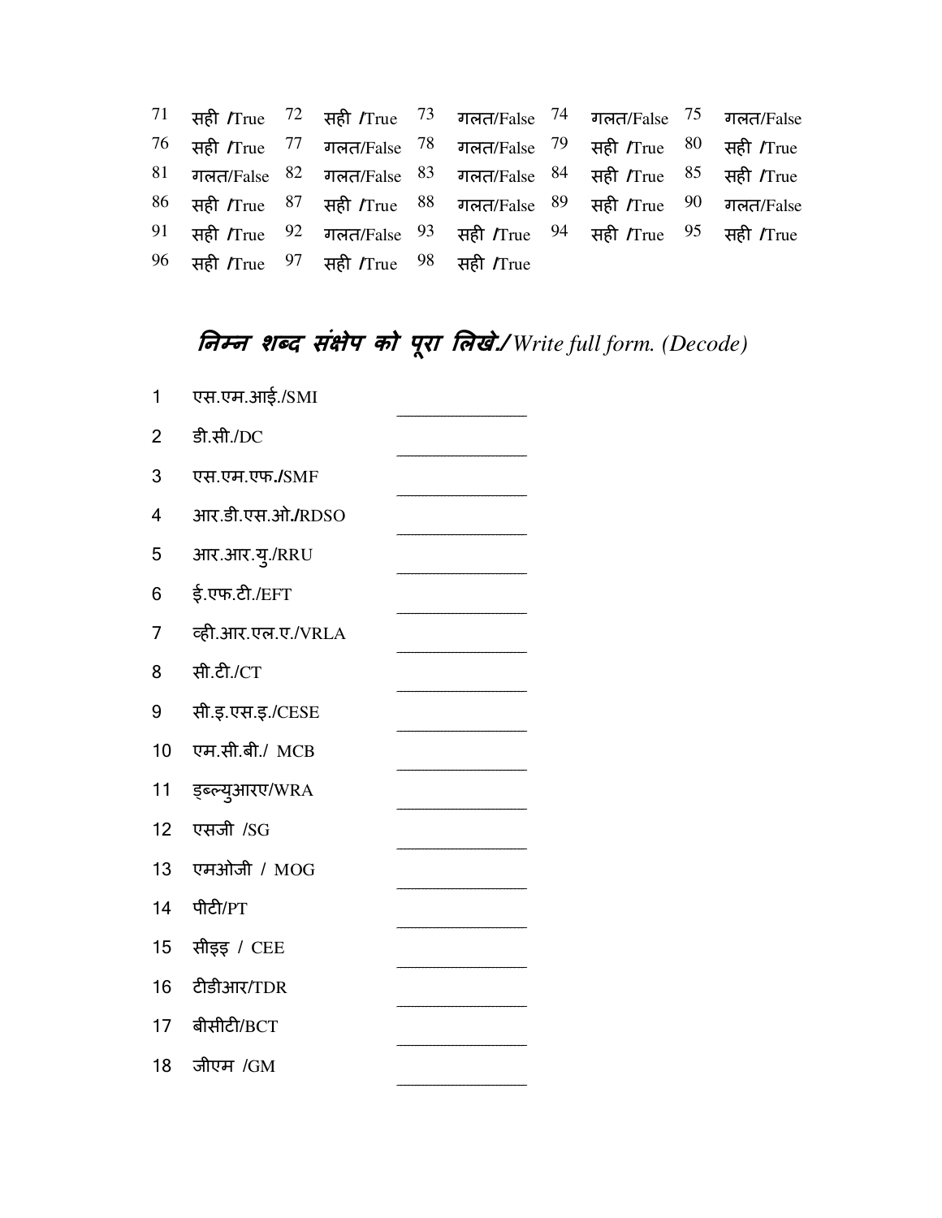| | | | | | | | | | |
|---|---|---|---|---|---|---|---|---|---|
| 71 | सही /True | 72 | सही /True | 73 | गलत/False | 74 | गलत/False | 75 | गलत/False |
| 76 | सही /True | 77 | गलत/False | 78 | गलत/False | 79 | सही /True | 80 | सही /True |
| 81 | गलत/False | 82 | गलत/False | 83 | गलत/False | 84 | सही /True | 85 | सही /True |
| 86 | सही /True | 87 | सही /True | 88 | गलत/False | 89 | सही /True | 90 | गलत/False |
| 91 | सही /True | 92 | गलत/False | 93 | सही /True | 94 | सही /True | 95 | सही /True |
| 96 | सही /True | 97 | सही /True | 98 | सही /True | | | | |

## *निम्न शब्द संक्षेप को पूरा लिखे./ Write full form. (Decode)*

1. एस.एम.आई./SMI ________________
2. डी.सी./DC ________________
3. एस.एम.एफ./SMF ________________
4. आर.डी.एस.ओ./RDSO ________________
5. आर.आर.यु./RRU ________________
6. ई.एफ.टी./EFT ________________
7. व्ही.आर.एल.ए./VRLA ________________
8. सी.टी./CT ________________
9. सी.इ.एस.इ./CESE ________________
10. एम.सी.बी./ MCB ________________
11. ड्ब्ल्युआरए/WRA ________________
12. एसजी /SG ________________
13. एमओजी / MOG ________________
14. पीटी/PT ________________
15. सीइइ / CEE ________________
16. टीडीआर/TDR ________________
17. बीसीटी/BCT ________________
18. जीएम /GM ________________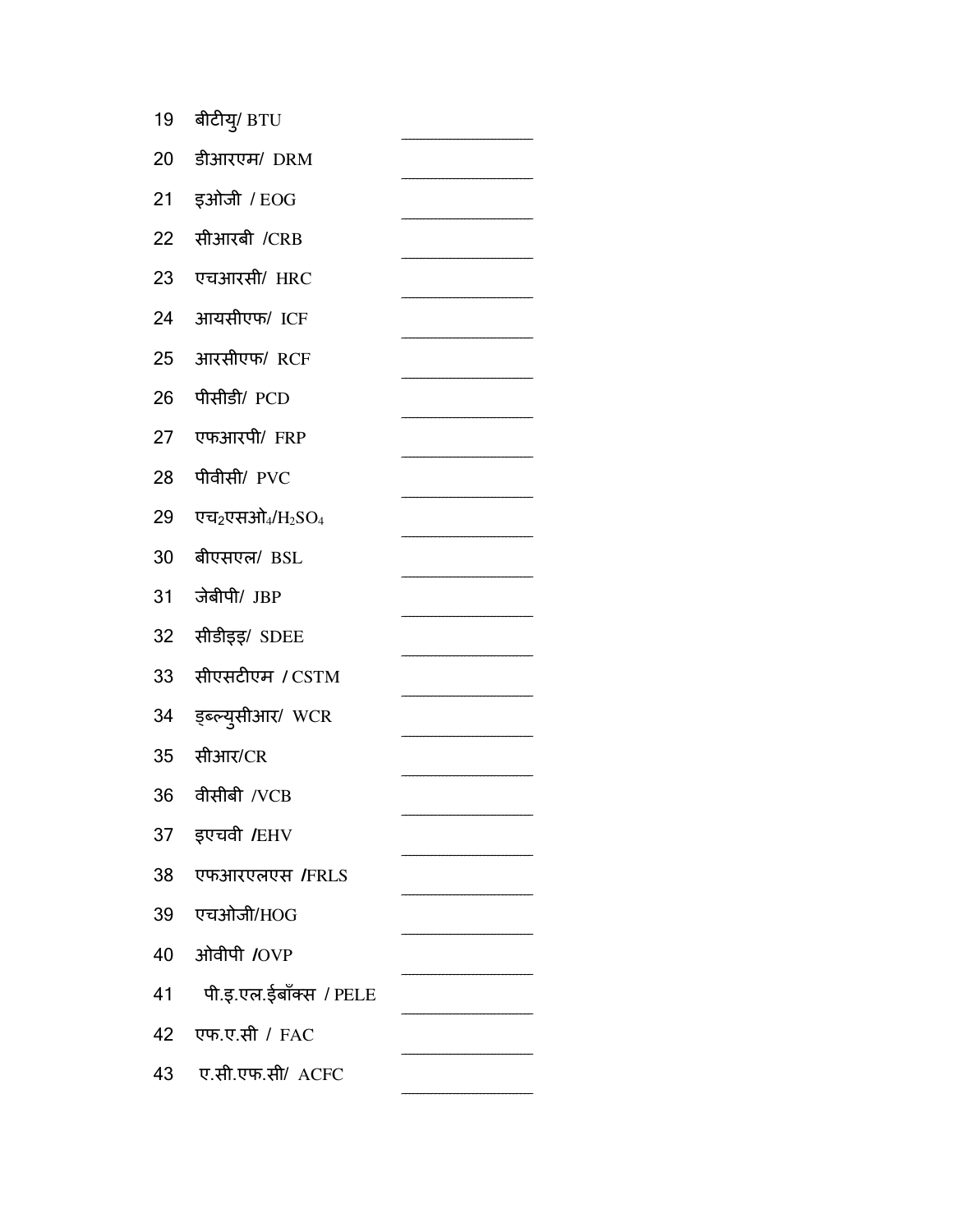19 बीटीयु/ BTU ________________

20 डीआरएम/ DRM ________________

21 इओजी / EOG ________________

22 सीआरबी /CRB ________________

23 एचआरसी/ HRC ________________

24 आयसीएफ/ ICF ________________

25 आरसीएफ/ RCF ________________

26 पीसीडी/ PCD ________________

27 एफआरपी/ FRP ________________

28 पीवीसी/ PVC ________________

29 एच$_2$एसओ$_4$/$H_2SO_4$ ________________

30 बीएसएल/ BSL ________________

31 जेबीपी/ JBP ________________

32 सीडीइइ/ SDEE ________________

33 सीएसटीएम / CSTM ________________

34 ड्ब्ल्युसीआर/ WCR ________________

35 सीआर/CR ________________

36 वीसीबी /VCB ________________

37 इएचवी /EHV ________________

38 एफआरएलएस /FRLS ________________

39 एचओजी/HOG ________________

40 ओवीपी /OVP ________________

41 पी.इ.एल.ईबॉक्स / PELE ________________

42 एफ.ए.सी / FAC ________________

43 ए.सी.एफ.सी/ ACFC ________________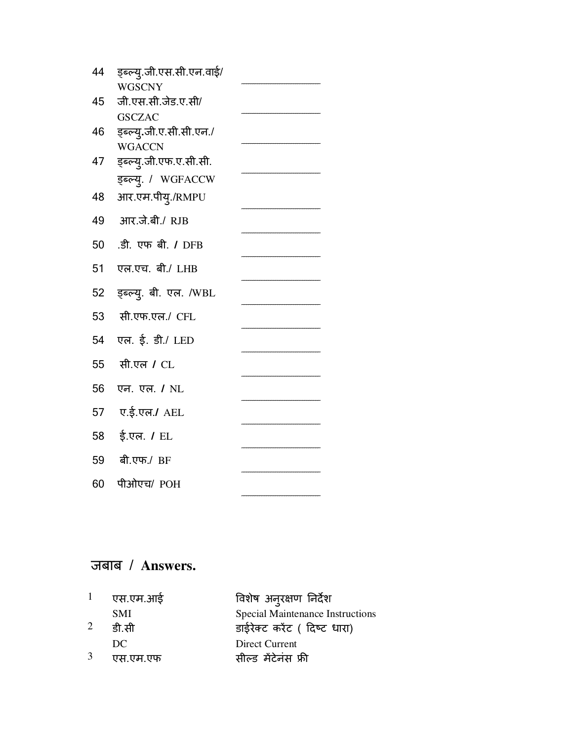44 ड्ब्ल्यु.जी.एस.सी.एन.वाई/ WGSCNY ________________

45 जी.एस.सी.जेड.ए.सी/ GSCZAC ________________

46 ड्ब्ल्यु.जी.ए.सी.सी.एन./ WGACCN ________________

47 ड्ब्ल्यु.जी.एफ.ए.सी.सी. ड्ब्ल्यु. / WGFACCW ________________

48 आर.एम.पीयु./RMPU ________________

49 आर.जे.बी./ RJB ________________

50 .डी. एफ बी. / DFB ________________

51 एल.एच. बी./ LHB ________________

52 ड्ब्ल्यु. बी. एल. /WBL ________________

53 सी.एफ.एल./ CFL ________________

54 एल. ई. डी./ LED ________________

55 सी.एल / CL ________________

56 एन. एल. / NL ________________

57 ए.ई.एल./ AEL ________________

58 ई.एल. / EL ________________

59 बी.एफ./ BF ________________

60 पीओएच/ POH ________________

## जबाब / Answers.

| | | |
|---|---|---|
| 1 | एस.एम.आई<br>SMI | विशेष अनुरक्षण निर्देश<br>Special Maintenance Instructions |
| 2 | डी.सी<br>DC | डाईरेक्ट करंट ( दिष्ट धारा)<br>Direct Current |
| 3 | एस.एम.एफ | सील्ड मैंटेनंस फ्री |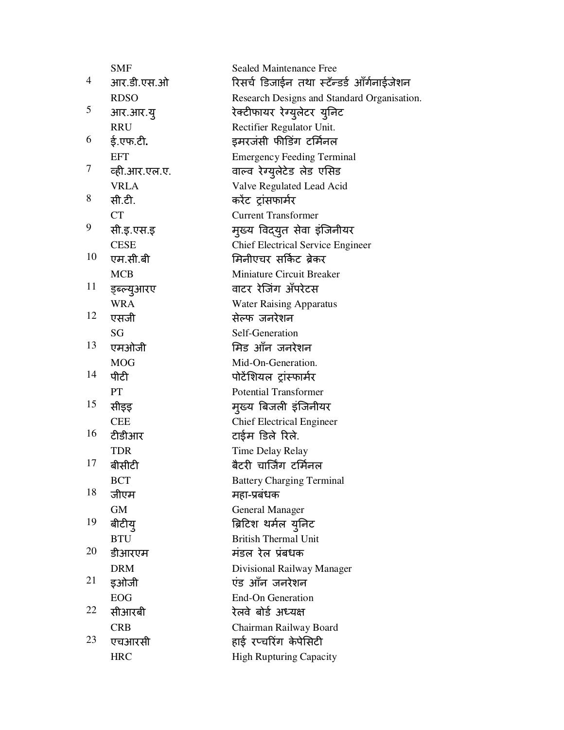| | | |
|---|---|---|
| | SMF | Sealed Maintenance Free |
| 4 | आर.डी.एस.ओ | रिसर्च डिजाईन तथा स्टँन्डर्ड ऑर्गनाईजेशन |
| | RDSO | Research Designs and Standard Organisation. |
| 5 | आर.आर.यु | रेक्टीफायर रेग्युलेटर युनिट |
| | RRU | Rectifier Regulator Unit. |
| 6 | ई.एफ.टी. | इमरजंसी फीडिंग टर्मिनल |
| | EFT | Emergency Feeding Terminal |
| 7 | व्ही.आर.एल.ए. | वाल्व रेग्युलेटेड लेड एसिड |
| | VRLA | Valve Regulated Lead Acid |
| 8 | सी.टी. | करेंट ट्रांसफार्मर |
| | CT | Current Transformer |
| 9 | सी.इ.एस.इ | मुख्य विद्युत सेवा इंजिनीयर |
| | CESE | Chief Electrical Service Engineer |
| 10 | एम.सी.बी | मिनीएचर सर्किट ब्रेकर |
| | MCB | Miniature Circuit Breaker |
| 11 | ड्ब्ल्युआरए | वाटर रेजिंग अँपरेटस |
| | WRA | Water Raising Apparatus |
| 12 | एसजी | सेल्फ जनरेशन |
| | SG | Self-Generation |
| 13 | एमओजी | मिड ऑन जनरेशन |
| | MOG | Mid-On-Generation. |
| 14 | पीटी | पोटेंशियल ट्रांस्फार्मर |
| | PT | Potential Transformer |
| 15 | सीइइ | मुख्य बिजली इंजिनीयर |
| | CEE | Chief Electrical Engineer |
| 16 | टीडीआर | टाईम डिले रिले. |
| | TDR | Time Delay Relay |
| 17 | बीसीटी | बैटरी चार्जिंग टर्मिनल |
| | BCT | Battery Charging Terminal |
| 18 | जीएम | महा-प्रबंधक |
| | GM | General Manager |
| 19 | बीटीयु | ब्रिटिश थर्मल युनिट |
| | BTU | British Thermal Unit |
| 20 | डीआरएम | मंडल रेल प्रंबधक |
| | DRM | Divisional Railway Manager |
| 21 | इओजी | एंड ऑन जनरेशन |
| | EOG | End-On Generation |
| 22 | सीआरबी | रेलवे बोर्ड अध्यक्ष |
| | CRB | Chairman Railway Board |
| 23 | एचआरसी | हाई रप्चरिंग केपेसिटी |
| | HRC | High Rupturing Capacity |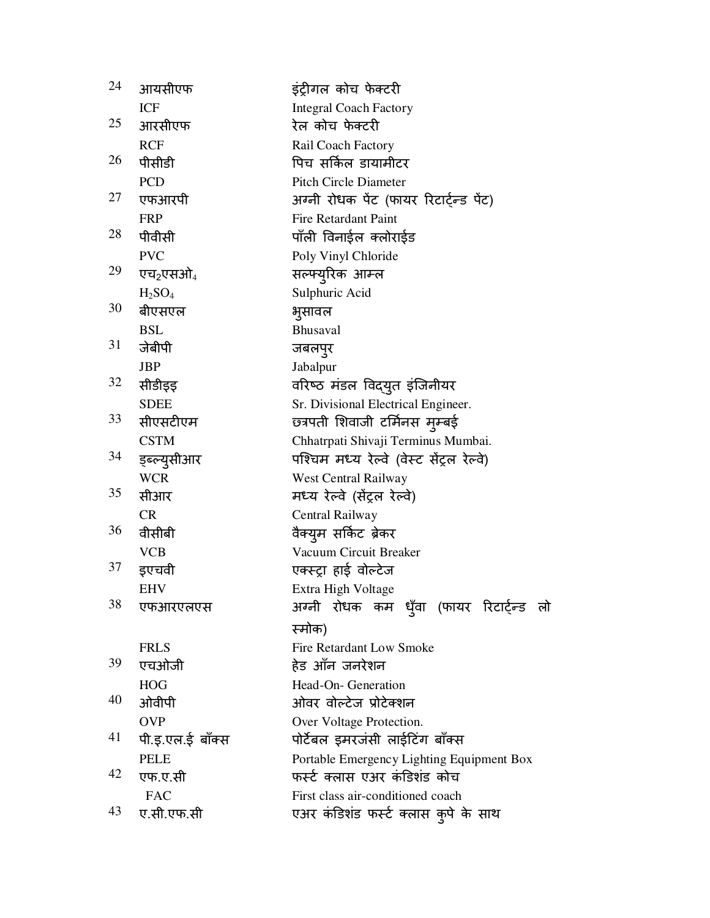| | | |
|---|---|---|
| 24 | आयसीएफ | इंट्रीगल कोच फेक्टरी |
| | ICF | Integral Coach Factory |
| 25 | आरसीएफ | रेल कोच फेक्टरी |
| | RCF | Rail Coach Factory |
| 26 | पीसीडी | पिच सर्किल डायामीटर |
| | PCD | Pitch Circle Diameter |
| 27 | एफआरपी | अग्नी रोधक पेंट (फायर रिटार्ट्न्ड पेंट) |
| | FRP | Fire Retardant Paint |
| 28 | पीवीसी | पॉली विनाईल क्लोराईड |
| | PVC | Poly Vinyl Chloride |
| 29 | एच$_2$एसओ$_4$ | सल्फ्युरिक आम्ल |
| | $H_2SO_4$ | Sulphuric Acid |
| 30 | बीएसएल | भुसावल |
| | BSL | Bhusaval |
| 31 | जेबीपी | जबलपुर |
| | JBP | Jabalpur |
| 32 | सीडीइइ | वरिष्ठ मंडल विद्युत इंजिनीयर |
| | SDEE | Sr. Divisional Electrical Engineer. |
| 33 | सीएसटीएम | छत्रपती शिवाजी टर्मिनस मुम्बई |
| | CSTM | Chhatrpati Shivaji Terminus Mumbai. |
| 34 | डब्ल्युसीआर | पश्चिम मध्य रेल्वे (वेस्ट सेंट्रल रेल्वे) |
| | WCR | West Central Railway |
| 35 | सीआर | मध्य रेल्वे (सेंट्रल रेल्वे) |
| | CR | Central Railway |
| 36 | वीसीबी | वैक्युम सर्किट ब्रेकर |
| | VCB | Vacuum Circuit Breaker |
| 37 | इएचवी | एक्स्ट्रा हाई वोल्टेज |
| | EHV | Extra High Voltage |
| 38 | एफआरएलएस | अग्नी रोधक कम धुँवा (फायर रिटार्ट्न्ड लो स्मोक) |
| | FRLS | Fire Retardant Low Smoke |
| 39 | एचओजी | हेड ऑन जनरेशन |
| | HOG | Head-On- Generation |
| 40 | ओवीपी | ओवर वोल्टेज प्रोटेक्शन |
| | OVP | Over Voltage Protection. |
| 41 | पी.इ.एल.ई बॉक्स | पोर्टेबल इमरजंसी लाईटिंग बॉक्स |
| | PELE | Portable Emergency Lighting Equipment Box |
| 42 | एफ.ए.सी | फर्स्ट क्लास एअर कंडिशंड कोच |
| | FAC | First class air-conditioned coach |
| 43 | ए.सी.एफ.सी | एअर कंडिशंड फर्स्ट क्लास कुपे के साथ |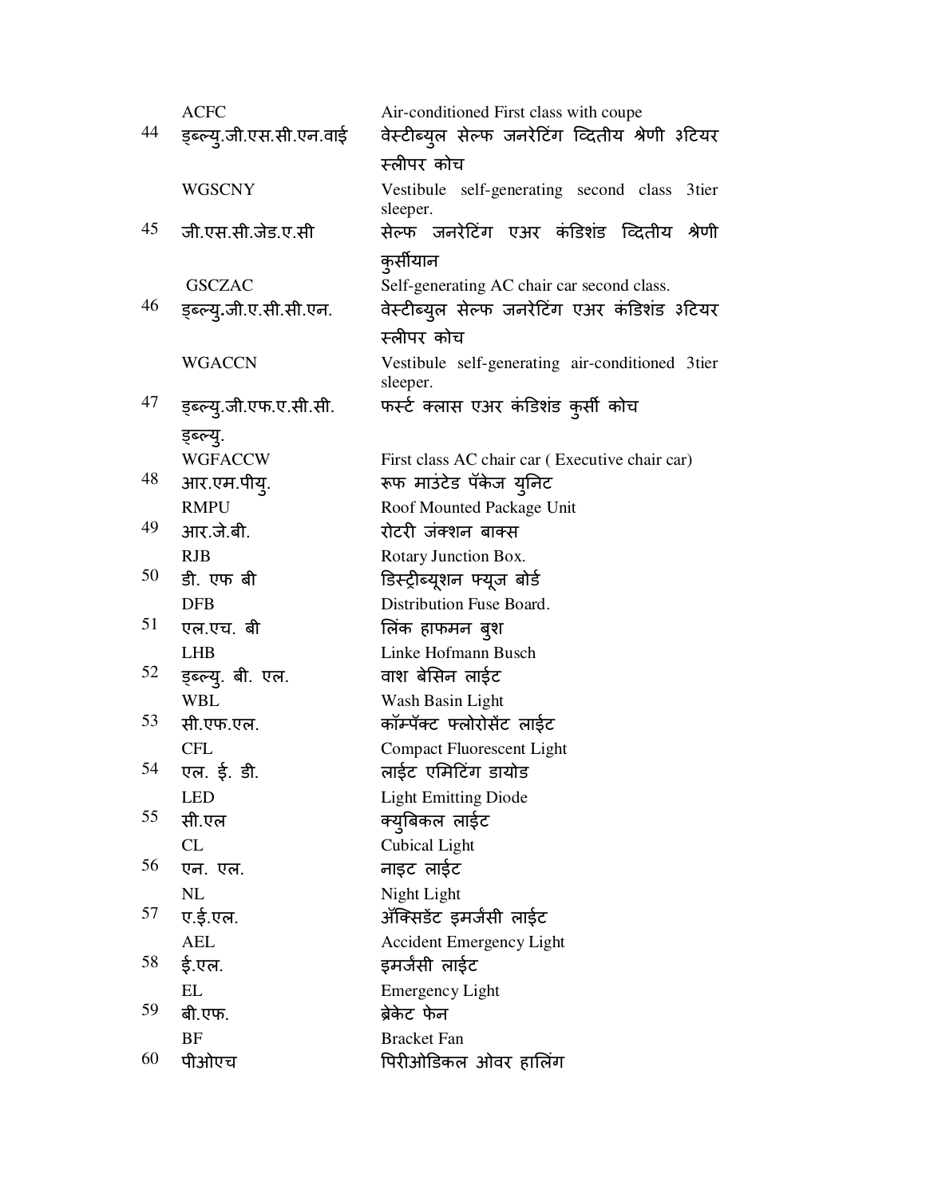| | | |
|---|---|---|
| | ACFC | Air-conditioned First class with coupe |
| 44 | ड्ब्ल्यु.जी.एस.सी.एन.वाई | वेस्टीब्युल सेल्फ जनरेटिंग व्दितीय श्रेणी ३टियर स्लीपर कोच |
| | WGSCNY | Vestibule self-generating second class 3tier sleeper. |
| 45 | जी.एस.सी.जेड.ए.सी | सेल्फ जनरेटिंग एअर कंडिशंड व्दितीय श्रेणी कुर्सीयान |
| | GSCZAC | Self-generating AC chair car second class. |
| 46 | ड्ब्ल्यु.जी.ए.सी.सी.एन. | वेस्टीब्युल सेल्फ जनरेटिंग एअर कंडिशंड ३टियर स्लीपर कोच |
| | WGACCN | Vestibule self-generating air-conditioned 3tier sleeper. |
| 47 | ड्ब्ल्यु.जी.एफ.ए.सी.सी. ड्ब्ल्यु. | फर्स्ट क्लास एअर कंडिशंड कुर्सी कोच |
| | WGFACCW | First class AC chair car ( Executive chair car) |
| 48 | आर.एम.पीयु. | रूफ माउंटेड पॅकेज युनिट |
| | RMPU | Roof Mounted Package Unit |
| 49 | आर.जे.बी. | रोटरी जंक्शन बाक्स |
| | RJB | Rotary Junction Box. |
| 50 | डी. एफ बी | डिस्ट्रीब्यूशन फ्यूज बोर्ड |
| | DFB | Distribution Fuse Board. |
| 51 | एल.एच. बी | लिंक हाफमन बुश |
| | LHB | Linke Hofmann Busch |
| 52 | ड्ब्ल्यु. बी. एल. | वाश बेसिन लाईट |
| | WBL | Wash Basin Light |
| 53 | सी.एफ.एल. | कॉम्पॅक्ट फ्लोरोसेंट लाईट |
| | CFL | Compact Fluorescent Light |
| 54 | एल. ई. डी. | लाईट एमिटिंग डायोड |
| | LED | Light Emitting Diode |
| 55 | सी.एल | क्युबिकल लाईट |
| | CL | Cubical Light |
| 56 | एन. एल. | नाइट लाईट |
| | NL | Night Light |
| 57 | ए.ई.एल. | ऑक्सिडेंट इमर्जसी लाईट |
| | AEL | Accident Emergency Light |
| 58 | ई.एल. | इमर्जसी लाईट |
| | EL | Emergency Light |
| 59 | बी.एफ. | ब्रेकेट फेन |
| | BF | Bracket Fan |
| 60 | पीओएच | पिरीओडिकल ओवर हालिंग |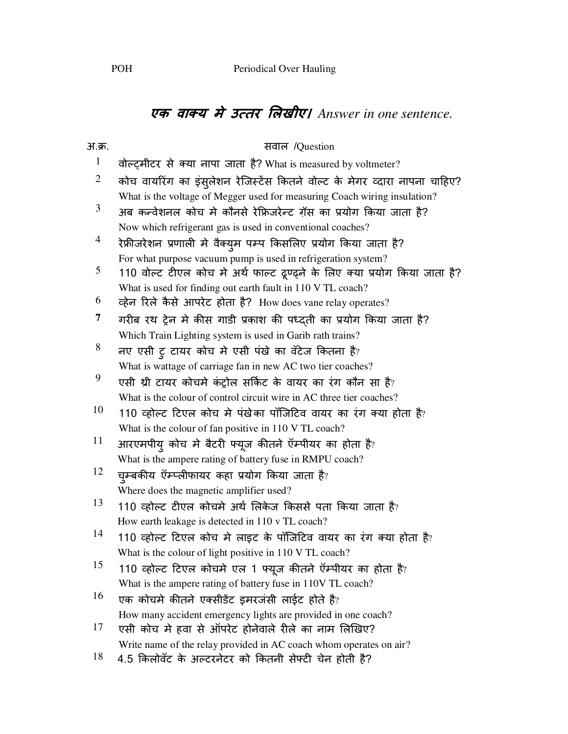POH Periodical Over Hauling

## *एक वाक्य मे उत्तर लिखीए। Answer in one sentence.*

| अ.क्र. | सवाल /Question |
|---|---|
| 1 | वोल्ट्मीटर से क्या नापा जाता है? What is measured by voltmeter? |
| 2 | कोच वायरिंग का इंसुलेशन रेजिस्टेंस कितने वोल्ट के मेगर व्दारा नापना चाहिए? What is the voltage of Megger used for measuring Coach wiring insulation? |
| 3 | अब कन्वेशनल कोच मे कौनसे रेफ्रिजरेन्ट गॅस का प्रयोग किया जाता है? Now which refrigerant gas is used in conventional coaches? |
| 4 | रेफ्रीजरेशन प्रणाली मे वैक्युम पम्प किसलिए प्रयोग किया जाता है? For what purpose vacuum pump is used in refrigeration system? |
| 5 | 110 वोल्ट टीएल कोच मे अर्थ फाल्ट ढूण्ढने के लिए क्या प्रयोग किया जाता है? What is used for finding out earth fault in 110 V TL coach? |
| 6 | व्हेन रिले कैसे आपरेट होता है? How does vane relay operates? |
| 7 | गरीब रथ ट्रेन मे कीस गाडी प्रकाश की पध्द्ती का प्रयोग किया जाता है? Which Train Lighting system is used in Garib rath trains? |
| 8 | नए एसी टु टायर कोच मे एसी पंखे का वॅटेज कितना है? What is wattage of carriage fan in new AC two tier coaches? |
| 9 | एसी थ्री टायर कोचमे कंट्रोल सर्किट के वायर का रंग कौन सा है? What is the colour of control circuit wire in AC three tier coaches? |
| 10 | 110 व्होल्ट टिएल कोच मे पंखेका पॉजिटिव वायर का रंग क्या होता है? What is the colour of fan positive in 110 V TL coach? |
| 11 | आरएमपीयु कोच मे बैटरी फ्यूज कितने ऍम्पीयर का होता है? What is the ampere rating of battery fuse in RMPU coach? |
| 12 | चुम्बकीय ऍम्प्लीफायर कहा प्रयोग किया जाता है? Where does the magnetic amplifier used? |
| 13 | 110 व्होल्ट टीएल कोचमे अर्थ लिकेज किससे पता किया जाता है? How earth leakage is detected in 110 v TL coach? |
| 14 | 110 व्होल्ट टिएल कोच मे लाइट के पॉजिटिव वायर का रंग क्या होता है? What is the colour of light positive in 110 V TL coach? |
| 15 | 110 व्होल्ट टिएल कोचमे एल 1 फ्यूज कितने ऍम्पीयर का होता है? What is the ampere rating of battery fuse in 110V TL coach? |
| 16 | एक कोचमे कितने एक्सीडेंट इमरजंसी लाईट होते है? How many accident emergency lights are provided in one coach? |
| 17 | एसी कोच मे हवा से ऑपरेट होनेवाले रीले का नाम लिखिए? Write name of the relay provided in AC coach whom operates on air? |
| 18 | 4.5 किलोवॅट के अल्टरनेटर को कितनी सेफ्टी चेन होती है? |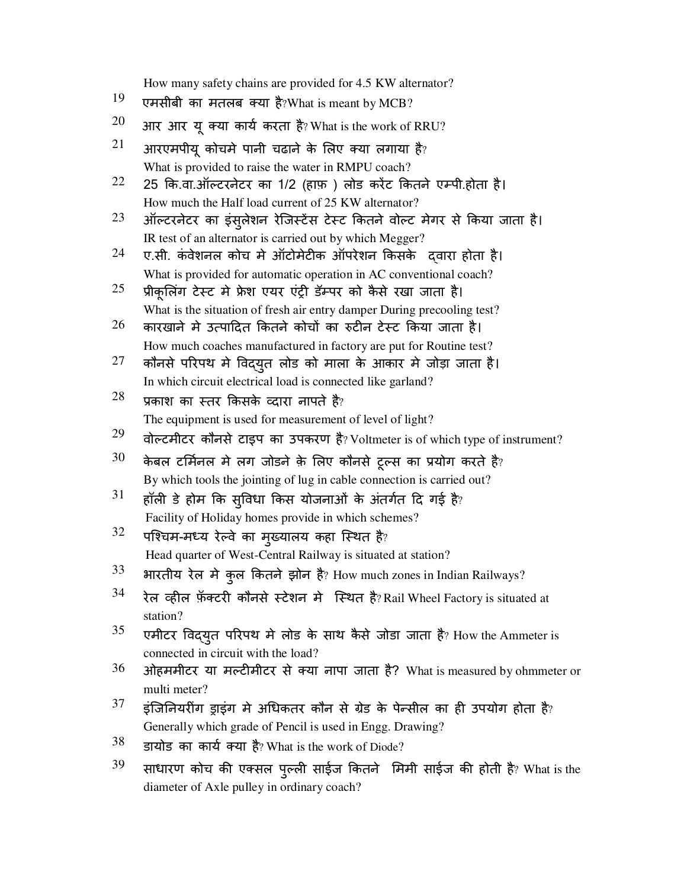How many safety chains are provided for 4.5 KW alternator?

19 एमसीबी का मतलब क्या है?What is meant by MCB?

20 आर आर यू क्या कार्य करता है? What is the work of RRU?

21 आरएमपीयू कोचमे पानी चढाने के लिए क्या लगाया है?
What is provided to raise the water in RMPU coach?

22 25 कि.वा.ऑल्टरनेटर का 1/2 (हाफ़ ) लोड करेंट कितने एम्पी.होता है।
How much the Half load current of 25 KW alternator?

23 ऑल्टरनेटर का इंसुलेशन रेजिस्टेंस टेस्ट कितने वोल्ट मेगर से किया जाता है।
IR test of an alternator is carried out by which Megger?

24 ए.सी. कंवेशनल कोच मे ऑटोमेटीक ऑपरेशन किसके द्वारा होता है।
What is provided for automatic operation in AC conventional coach?

25 प्रीकूलिंग टेस्ट मे फ्रेश एयर एंट्री डॅम्पर को कैसे रखा जाता है।
What is the situation of fresh air entry damper During precooling test?

26 कारखाने मे उत्पादित कितने कोचों का रुटीन टेस्ट किया जाता है।
How much coaches manufactured in factory are put for Routine test?

27 कौनसे परिपथ मे विद्युत लोड को माला के आकार मे जोड़ा जाता है।
In which circuit electrical load is connected like garland?

28 प्रकाश का स्तर किसके व्दारा नापते है?
The equipment is used for measurement of level of light?

29 वोल्टमीटर कौनसे टाइप का उपकरण है? Voltmeter is of which type of instrument?

30 केबल टर्मिनल मे लग जोडने क़े लिए कौनसे टूल्स का प्रयोग करते है?
By which tools the jointing of lug in cable connection is carried out?

31 हॉली डे होम कि सुविधा किस योजनाओं के अंतर्गत दि गई है?
Facility of Holiday homes provide in which schemes?

32 पश्चिम-मध्य रेल्वे का मुख्यालय कहा स्थित है?
Head quarter of West-Central Railway is situated at station?

33 भारतीय रेल मे कुल कितने झोन है? How much zones in Indian Railways?

34 रेल व्हील फ़ॅक्टरी कौनसे स्टेशन मे स्थित है? Rail Wheel Factory is situated at station?

35 एमीटर विद्युत परिपथ मे लोड के साथ कैसे जोडा जाता है? How the Ammeter is connected in circuit with the load?

36 ओहममीटर या मल्टीमीटर से क्या नापा जाता है? What is measured by ohmmeter or multi meter?

37 इंजिनियरींग ड्राइंग मे अधिकतर कौन से ग्रेड के पेन्सील का ही उपयोग होता है?
Generally which grade of Pencil is used in Engg. Drawing?

38 डायोड का कार्य क्या है? What is the work of Diode?

39 साधारण कोच की एक्सल पुल्ली साईज कितने मिमी साईज की होती है? What is the diameter of Axle pulley in ordinary coach?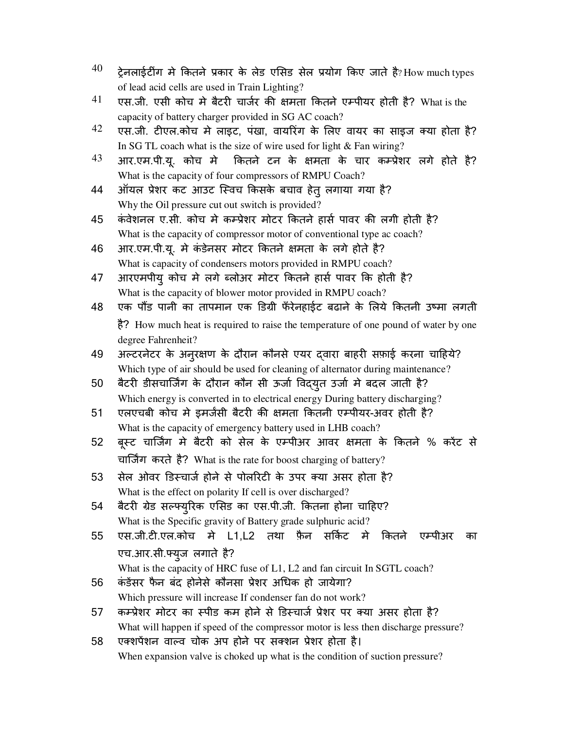40 ट्रेनलाईटींग मे कितने प्रकार के लेड एसिड सेल प्रयोग किए जाते है? How much types of lead acid cells are used in Train Lighting?

41 एस.जी. एसी कोच मे बैटरी चार्जर की क्षमता कितने एम्पीयर होती है? What is the capacity of battery charger provided in SG AC coach?

42 एस.जी. टीएल.कोच मे लाइट, पंखा, वायरिंग के लिए वायर का साइज क्या होता है? In SG TL coach what is the size of wire used for light & Fan wiring?

43 आर.एम.पी.यू. कोच मे कितने टन के क्षमता के चार कम्प्रेशर लगे होते है? What is the capacity of four compressors of RMPU Coach?

44 ऑयल प्रेशर कट आउट स्विच किसके बचाव हेतु लगाया गया है? Why the Oil pressure cut out switch is provided?

45 कंवेशनल ए.सी. कोच मे कम्प्रेशर मोटर कितने हार्स पावर की लगी होती है? What is the capacity of compressor motor of conventional type ac coach?

46 आर.एम.पी.यू. मे कंडेनसर मोटर कितने क्षमता के लगे होते है? What is capacity of condensers motors provided in RMPU coach?

47 आरएमपीयु कोच मे लगे ब्लोअर मोटर कितने हार्स पावर कि होती है? What is the capacity of blower motor provided in RMPU coach?

48 एक पौंड पानी का तापमान एक डिग्री फँरेनहाईट बढाने के लिये कितनी उष्मा लगती है? How much heat is required to raise the temperature of one pound of water by one degree Fahrenheit?

49 अल्टरनेटर के अनुरक्षण के दौरान कौनसे एयर द्वारा बाहरी सफ़ाई करना चाहिये? Which type of air should be used for cleaning of alternator during maintenance?

50 बैटरी डीसचार्जिंग के दौरान कौन सी ऊर्जा विद्युत उर्जा मे बदल जाती है? Which energy is converted in to electrical energy During battery discharging?

51 एलएचबी कोच मे इमर्जसी बैटरी की क्षमता कितनी एम्पीयर-अवर होती है? What is the capacity of emergency battery used in LHB coach?

52 बूस्ट चार्जिंग मे बैटरी को सेल के एम्पीअर आवर क्षमता के कितने % करंट से चार्जिंग करते है? What is the rate for boost charging of battery?

53 सेल ओवर डिस्चार्ज होने से पोलरिटी के उपर क्या असर होता है? What is the effect on polarity If cell is over discharged?

54 बैटरी ग्रेड सल्फ्युरिक एसिड का एस.पी.जी. कितना होना चाहिए? What is the Specific gravity of Battery grade sulphuric acid?

55 एस.जी.टी.एल.कोच मे L1,L2 तथा फ़ैन सर्किट मे कितने एम्पीअर का एच.आर.सी.फ्युज लगाते है? What is the capacity of HRC fuse of L1, L2 and fan circuit In SGTL coach?

56 कंडेंसर फैन बंद होनेसे कौनसा प्रेशर अधिक हो जायेगा? Which pressure will increase If condenser fan do not work?

57 कम्प्रेशर मोटर का स्पीड कम होने से डिस्चार्ज प्रेशर पर क्या असर होता है? What will happen if speed of the compressor motor is less then discharge pressure?

58 एक्शपेंशन वाल्व चोक अप होने पर सक्शन प्रेशर होता है। When expansion valve is choked up what is the condition of suction pressure?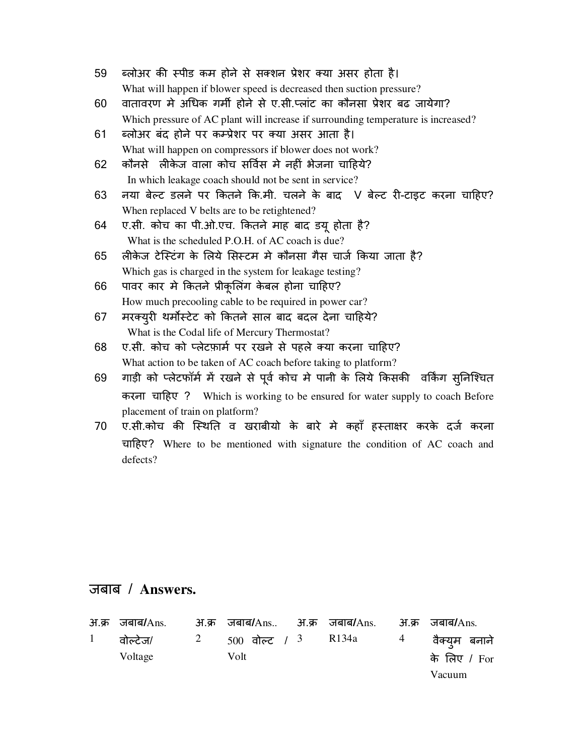59 ब्लोअर की स्पीड कम होने से सक्शन प्रेशर क्या असर होता है।
What will happen if blower speed is decreased then suction pressure?

60 वातावरण मे अधिक गर्मी होने से ए.सी.प्लांट का कौनसा प्रेशर बढ जायेगा?
Which pressure of AC plant will increase if surrounding temperature is increased?

61 ब्लोअर बंद होने पर कम्प्रेशर पर क्या असर आता है।
What will happen on compressors if blower does not work?

62 कौनसे लीकेज वाला कोच सर्विस मे नहीं भेजना चाहिये?
In which leakage coach should not be sent in service?

63 नया बेल्ट डलने पर कितने कि.मी. चलने के बाद V बेल्ट री-टाइट करना चाहिए?
When replaced V belts are to be retightened?

64 ए.सी. कोच का पी.ओ.एच. कितने माह बाद डयू होता है?
What is the scheduled P.O.H. of AC coach is due?

65 लीकेज टेस्टिंग के लिये सिस्टम मे कौनसा गैस चार्ज किया जाता है?
Which gas is charged in the system for leakage testing?

66 पावर कार मे कितने प्रीकूलिंग केबल होना चाहिए?
How much precooling cable to be required in power car?

67 मरक्युरी थर्मोस्टेट को कितने साल बाद बदल देना चाहिये?
What is the Codal life of Mercury Thermostat?

68 ए.सी. कोच को प्लेटफ़ार्म पर रखने से पहले क्या करना चाहिए?
What action to be taken of AC coach before taking to platform?

69 गाड़ी को प्लेटफॉर्म में रखने से पूर्व कोच मे पानी के लिये किसकी वर्किंग सुनिश्चित करना चाहिए ? Which is working to be ensured for water supply to coach Before placement of train on platform?

70 ए.सी.कोच की स्थिति व खराबीयो के बारे मे कहाँ हस्ताक्षर करके दर्ज करना चाहिए? Where to be mentioned with signature the condition of AC coach and defects?

## जबाब / Answers.

| अ.क्र | जबाब/Ans. | अ.क्र | जबाब/Ans.. | अ.क्र | जबाब/Ans. | अ.क्र | जबाब/Ans. |
|---|---|---|---|---|---|---|---|
| 1 | वोल्टेज/ Voltage | 2 | 500 वोल्ट / Volt | 3 | R134a | 4 | वैक्युम बनाने के लिए / For Vacuum |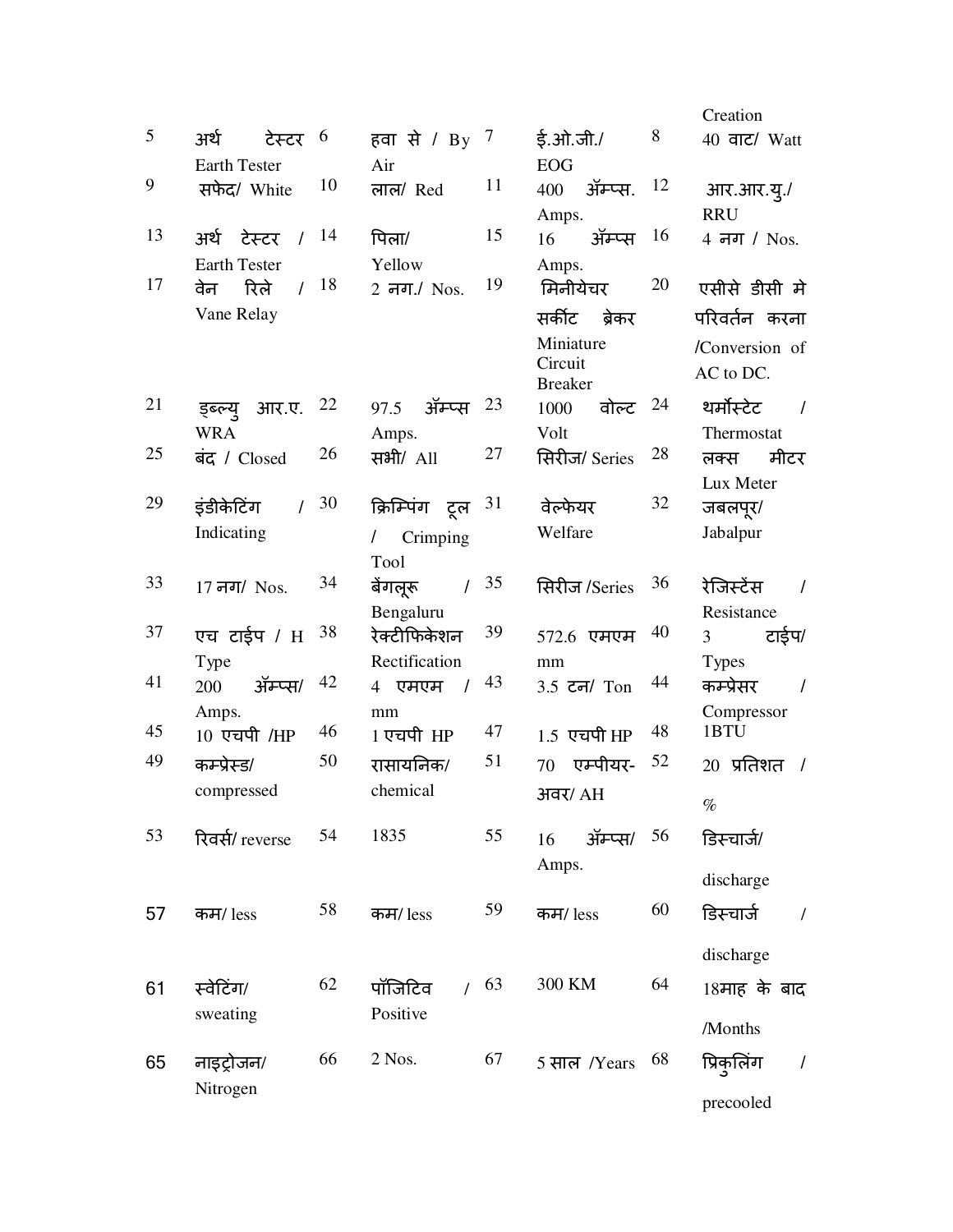| | | | | | | | |
|---|---|---|---|---|---|---|---|
| | | | | | | | Creation |
| 5 | अर्थ टेस्टर Earth Tester | 6 | हवा से / By Air | 7 | ई.ओ.जी./ EOG | 8 | 40 वाट/ Watt |
| 9 | सफेद/ White | 10 | लाल/ Red | 11 | 400 ॲम्प्स. Amps. | 12 | आर.आर.यु./ RRU |
| 13 | अर्थ टेस्टर / Earth Tester | 14 | पिला/ Yellow | 15 | 16 ॲम्प्स Amps. | 16 | 4 नग / Nos. |
| 17 | वेन रिले / Vane Relay | 18 | 2 नग./ Nos. | 19 | मिनीयेचर सर्कीट ब्रेकर Miniature Circuit Breaker | 20 | एसीसे डीसी मे परिवर्तन करना /Conversion of AC to DC. |
| 21 | ड्ब्ल्यु आर.ए. WRA | 22 | 97.5 ॲम्प्स Amps. | 23 | 1000 वोल्ट Volt | 24 | थर्मोस्टेट / Thermostat |
| 25 | बंद / Closed | 26 | सभी/ All | 27 | सिरीज/ Series | 28 | लक्स मीटर Lux Meter |
| 29 | इंडीकेटिंग / Indicating | 30 | क्रिम्पिंग टूल / Crimping Tool | 31 | वेल्फेयर Welfare | 32 | जबलपूर/ Jabalpur |
| 33 | 17 नग/ Nos. | 34 | बेंगलूरू / Bengaluru | 35 | सिरीज /Series | 36 | रेजिस्टेंस / Resistance |
| 37 | एच टाईप / H Type | 38 | रेक्टीफिकेशन Rectification | 39 | 572.6 एमएम mm | 40 | 3 टाईप/ Types |
| 41 | 200 ॲम्प्स/ Amps. | 42 | 4 एमएम / mm | 43 | 3.5 टन/ Ton | 44 | कम्प्रेसर / Compressor |
| 45 | 10 एचपी /HP | 46 | 1 एचपी HP | 47 | 1.5 एचपी HP | 48 | 1BTU |
| 49 | कम्प्रेस्ड/ compressed | 50 | रासायनिक/ chemical | 51 | 70 एम्पीयर-अवर/ AH | 52 | 20 प्रतिशत / % |
| 53 | रिवर्स/ reverse | 54 | 1835 | 55 | 16 ॲम्प्स/ Amps. | 56 | डिस्चार्ज/ discharge |
| 57 | कम/ less | 58 | कम/ less | 59 | कम/ less | 60 | डिस्चार्ज / discharge |
| 61 | स्वेटिंग/ sweating | 62 | पॉजिटिव / Positive | 63 | 300 KM | 64 | 18माह के बाद /Months |
| 65 | नाइट्रोजन/ Nitrogen | 66 | 2 Nos. | 67 | 5 साल /Years | 68 | प्रिकुलिंग / precooled |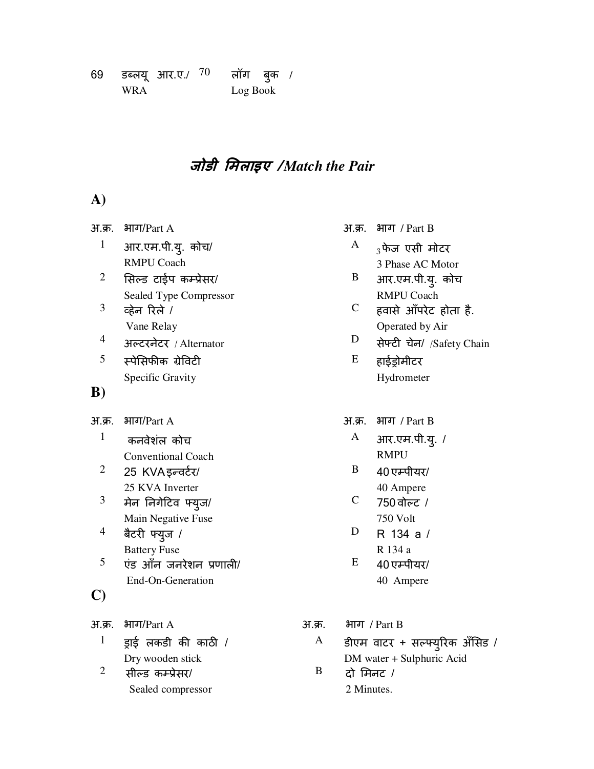| 69 | डब्लयू आर.ए./ WRA | 70 | लॉग बुक / Log Book |
|---|---|---|---|

## ***जोडी मिलाइए /Match the Pair***

### A)

| अ.क्र. | भाग/Part A | अ.क्र. | भाग / Part B |
|---|---|---|---|
| 1 | आर.एम.पी.यु. कोच/ RMPU Coach | A | $_3$ फेज एसी मोटर 3 Phase AC Motor |
| 2 | सिल्ड टाईप कम्प्रेसर/ Sealed Type Compressor | B | आर.एम.पी.यु. कोच RMPU Coach |
| 3 | व्हेन रिले / Vane Relay | C | हवासे ऑंपरेट होता है. Operated by Air |
| 4 | अल्टरनेटर / Alternator | D | सेफ्टी चेन/ /Safety Chain |
| 5 | स्पेसिफीक ग्रेविटी Specific Gravity | E | हाईड्रोमीटर Hydrometer |

### B)

| अ.क्र. | भाग/Part A | अ.क्र. | भाग / Part B |
|---|---|---|---|
| 1 | कनवेशंल कोच Conventional Coach | A | आर.एम.पी.यु. / RMPU |
| 2 | 25 KVA इन्वर्टर/ 25 KVA Inverter | B | 40 एम्पीयर/ 40 Ampere |
| 3 | मेन निगेटिव फ्युज/ Main Negative Fuse | C | 750 वोल्ट / 750 Volt |
| 4 | बैटरी फ्युज / Battery Fuse | D | R 134 a / R 134 a |
| 5 | एंड ऑंन जनरेशन प्रणाली/ End-On-Generation | E | 40 एम्पीयर/ 40 Ampere |

### C)

| अ.क्र. | भाग/Part A | अ.क्र. | भाग / Part B |
|---|---|---|---|
| 1 | ड्राई लकडी की काठी / Dry wooden stick | A | डीएम वाटर + सल्फ्युरिक ॲसिड / DM water + Sulphuric Acid |
| 2 | सील्ड कम्प्रेसर/ Sealed compressor | B | दो मिनट / 2 Minutes. |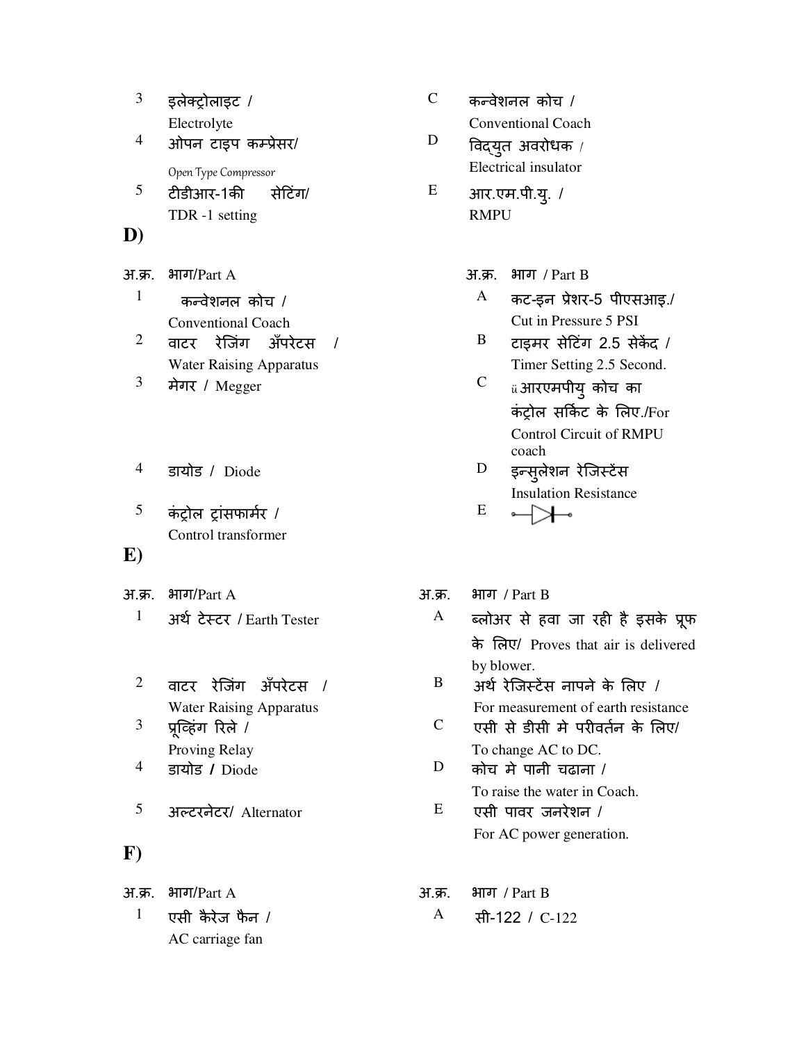| | | | |
|---|---|---|---|
| 3 | इलेक्ट्रोलाइट / Electrolyte | C | कन्वेशनल कोच / Conventional Coach |
| 4 | ओपन टाइप कम्प्रेसर/ Open Type Compressor | D | विद्युत अवरोधक / Electrical insulator |
| 5 | टीडीआर-1की सेटिंग/ TDR -1 setting | E | आर.एम.पी.यु. / RMPU |

**D)**

| अ.क्र. | भाग/Part A | अ.क्र. | भाग / Part B |
|---|---|---|---|
| 1 | कन्वेशनल कोच / Conventional Coach | A | कट-इन प्रेशर-5 पीएसआइ./ Cut in Pressure 5 PSI |
| 2 | वाटर रेजिंग अँपरेटस / Water Raising Apparatus | B | टाइमर सेटिंग 2.5 सेकेंद / Timer Setting 2.5 Second. |
| 3 | मेगर / Megger | C | ü आरएमपीयु कोच का कंट्रोल सर्किट के लिए./For Control Circuit of RMPU coach |
| 4 | डायोड / Diode | D | इन्सुलेशन रेजिस्टेंस Insulation Resistance |
| 5 | कंट्रोल ट्रांसफार्मर / Control transformer | E | —▷|— |

**E)**

| अ.क्र. | भाग/Part A | अ.क्र. | भाग / Part B |
|---|---|---|---|
| 1 | अर्थ टेस्टर / Earth Tester | A | ब्लोअर से हवा जा रही है इसके प्रूफ के लिए/ Proves that air is delivered by blower. |
| 2 | वाटर रेजिंग अँपरेटस / Water Raising Apparatus | B | अर्थ रेजिस्टेंस नापने के लिए / For measurement of earth resistance |
| 3 | प्रूव्हिंग रिले / Proving Relay | C | एसी से डीसी मे परीवर्तन के लिए/ To change AC to DC. |
| 4 | डायोड / Diode | D | कोच मे पानी चढाना / To raise the water in Coach. |
| 5 | अल्टरनेटर/ Alternator | E | एसी पावर जनरेशन / For AC power generation. |

**F)**

| अ.क्र. | भाग/Part A | अ.क्र. | भाग / Part B |
|---|---|---|---|
| 1 | एसी कैरेज फैन / AC carriage fan | A | सी-122 / C-122 |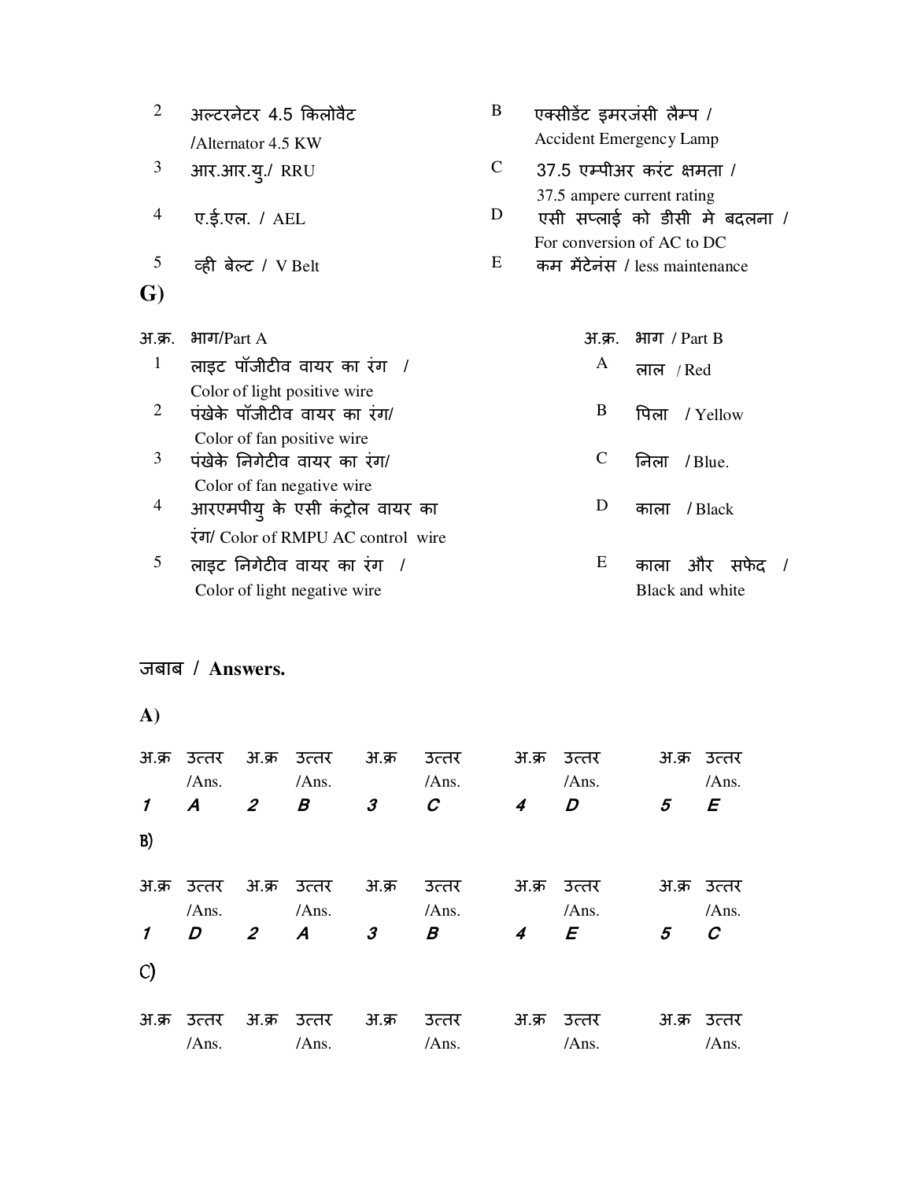| | | | |
|---|---|---|---|
| 2 | अल्टरनेटर 4.5 किलोवैट /Alternator 4.5 KW | B | एक्सीडेंट इमरजंसी लैम्प / Accident Emergency Lamp |
| 3 | आर.आर.यु./ RRU | C | 37.5 एम्पीअर करंट क्षमता / 37.5 ampere current rating |
| 4 | ए.ई.एल. / AEL | D | एसी सप्लाई को डीसी मे बदलना / For conversion of AC to DC |
| 5 | व्ही बेल्ट / V Belt | E | कम मैंटेनंस / less maintenance |

**G)**

| अ.क्र. | भाग/Part A | अ.क्र. | भाग / Part B |
|---|---|---|---|
| 1 | लाइट पॉजीटीव वायर का रंग / Color of light positive wire | A | लाल / Red |
| 2 | पंखेके पॉजीटीव वायर का रंग/ Color of fan positive wire | B | पिला / Yellow |
| 3 | पंखेके निगेटीव वायर का रंग/ Color of fan negative wire | C | निला / Blue. |
| 4 | आरएमपीयु के एसी कंट्रोल वायर का रंग/ Color of RMPU AC control wire | D | काला / Black |
| 5 | लाइट निगेटीव वायर का रंग / Color of light negative wire | E | काला और सफेद / Black and white |

## जबाब / Answers.

**A)**

| अ.क्र | उत्तर /Ans. | अ.क्र | उत्तर /Ans. | अ.क्र | उत्तर /Ans. | अ.क्र | उत्तर /Ans. | अ.क्र | उत्तर /Ans. |
|---|---|---|---|---|---|---|---|---|---|
| *1* | *A* | *2* | *B* | *3* | *C* | *4* | *D* | *5* | *E* |

**B)**

| अ.क्र | उत्तर /Ans. | अ.क्र | उत्तर /Ans. | अ.क्र | उत्तर /Ans. | अ.क्र | उत्तर /Ans. | अ.क्र | उत्तर /Ans. |
|---|---|---|---|---|---|---|---|---|---|
| *1* | *D* | *2* | *A* | *3* | *B* | *4* | *E* | *5* | *C* |

**C)**

| अ.क्र | उत्तर /Ans. | अ.क्र | उत्तर /Ans. | अ.क्र | उत्तर /Ans. | अ.क्र | उत्तर /Ans. | अ.क्र | उत्तर /Ans. |
|---|---|---|---|---|---|---|---|---|---|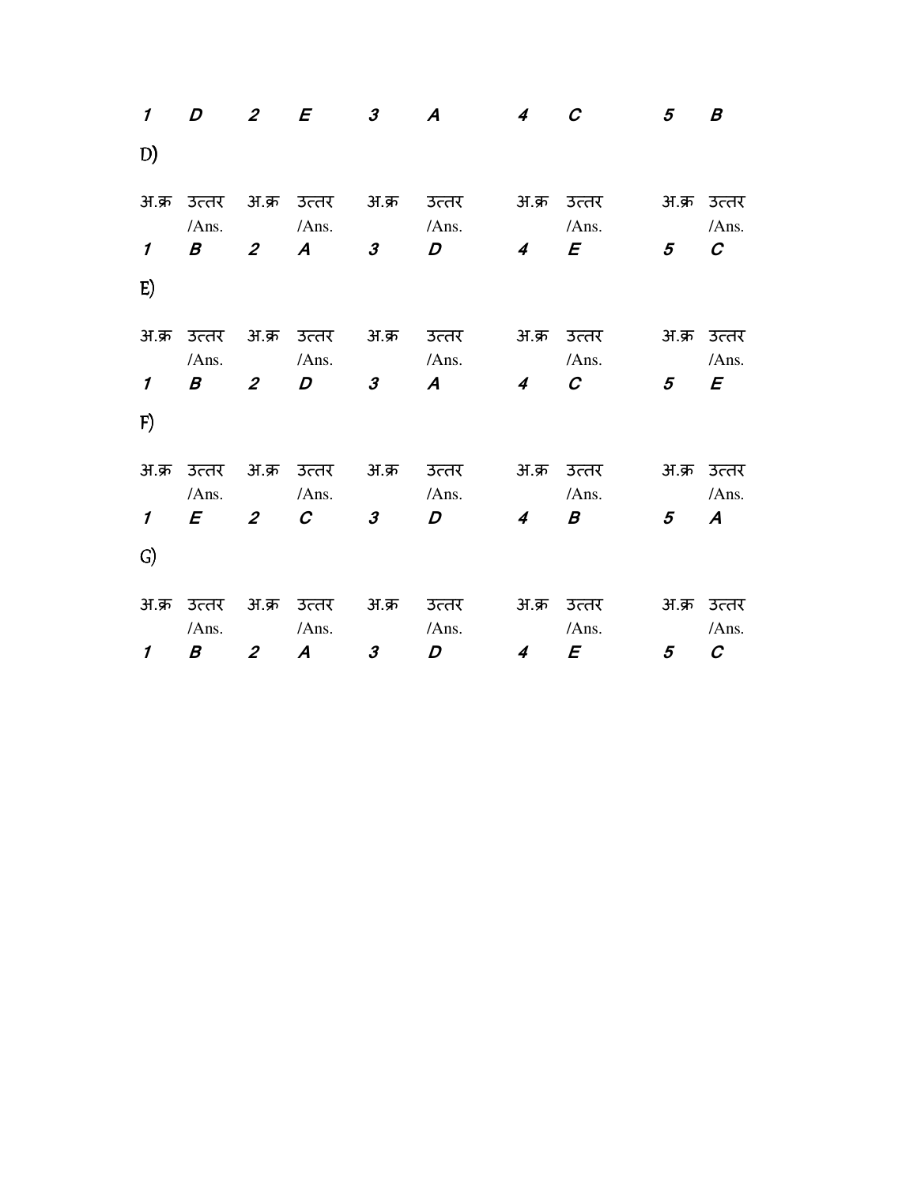| 1 | D | 2 | E | 3 | A | 4 | C | 5 | B |
|---|---|---|---|---|---|---|---|---|---|

D)

| अ.क्र | उत्तर /Ans. | अ.क्र | उत्तर /Ans. | अ.क्र | उत्तर /Ans. | अ.क्र | उत्तर /Ans. | अ.क्र | उत्तर /Ans. |
|---|---|---|---|---|---|---|---|---|---|
| 1 | B | 2 | A | 3 | D | 4 | E | 5 | C |

E)

| अ.क्र | उत्तर /Ans. | अ.क्र | उत्तर /Ans. | अ.क्र | उत्तर /Ans. | अ.क्र | उत्तर /Ans. | अ.क्र | उत्तर /Ans. |
|---|---|---|---|---|---|---|---|---|---|
| 1 | B | 2 | D | 3 | A | 4 | C | 5 | E |

F)

| अ.क्र | उत्तर /Ans. | अ.क्र | उत्तर /Ans. | अ.क्र | उत्तर /Ans. | अ.क्र | उत्तर /Ans. | अ.क्र | उत्तर /Ans. |
|---|---|---|---|---|---|---|---|---|---|
| 1 | E | 2 | C | 3 | D | 4 | B | 5 | A |

G)

| अ.क्र | उत्तर /Ans. | अ.क्र | उत्तर /Ans. | अ.क्र | उत्तर /Ans. | अ.क्र | उत्तर /Ans. | अ.क्र | उत्तर /Ans. |
|---|---|---|---|---|---|---|---|---|---|
| 1 | B | 2 | A | 3 | D | 4 | E | 5 | C |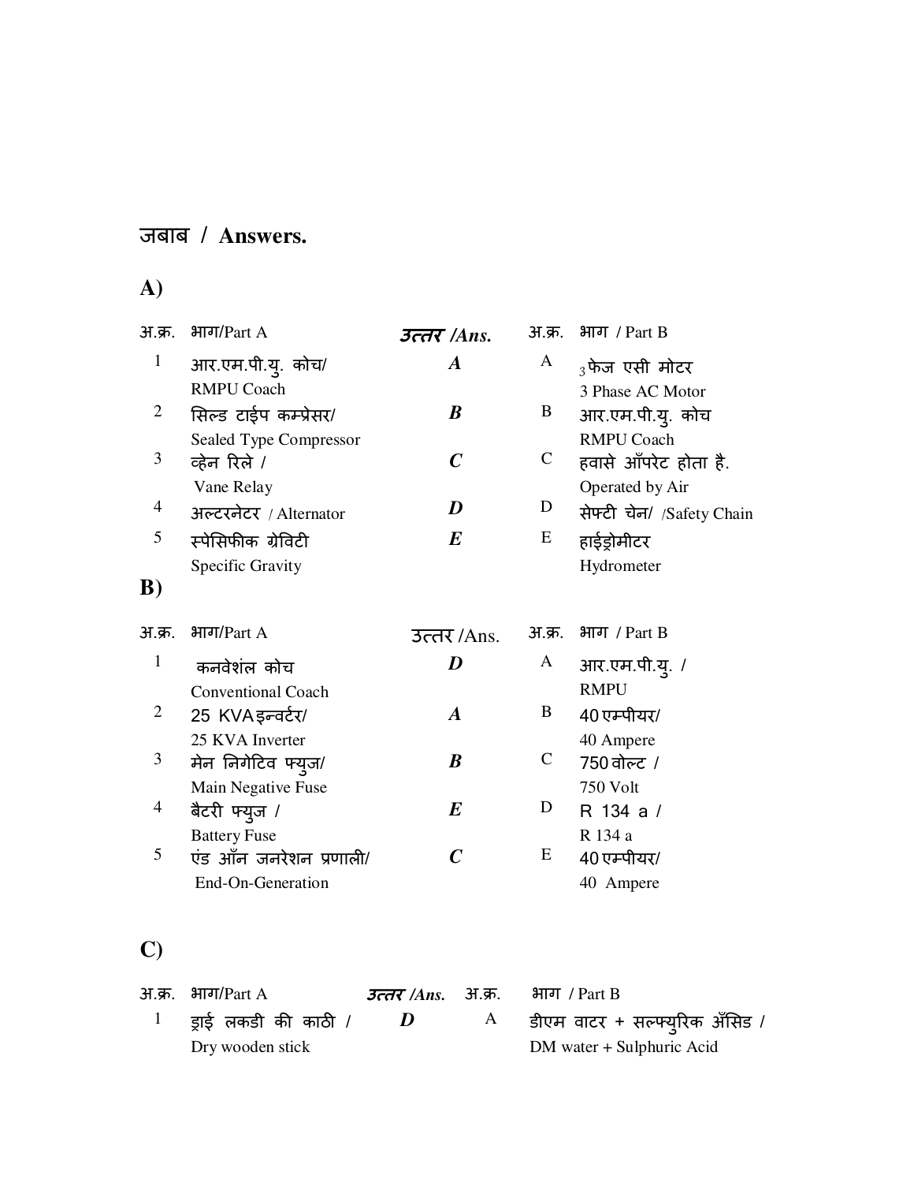## जबाब / Answers.

### A)

| अ.क्र. | भाग/Part A | उत्तर /Ans. | अ.क्र. | भाग / Part B |
|---|---|---|---|---|
| 1 | आर.एम.पी.यु. कोच/ RMPU Coach | *A* | A | 3 फेज एसी मोटर 3 Phase AC Motor |
| 2 | सिल्ड टाईप कम्प्रेसर/ Sealed Type Compressor | *B* | B | आर.एम.पी.यु. कोच RMPU Coach |
| 3 | व्हेन रिले / Vane Relay | *C* | C | हवासे ऑपरेट होता है. Operated by Air |
| 4 | अल्टरनेटर / Alternator | *D* | D | सेफ्टी चेन/ /Safety Chain |
| 5 | स्पेसिफीक ग्रेविटी Specific Gravity | *E* | E | हाईड्रोमीटर Hydrometer |

### B)

| अ.क्र. | भाग/Part A | उत्तर /Ans. | अ.क्र. | भाग / Part B |
|---|---|---|---|---|
| 1 | कनवेशंल कोच Conventional Coach | *D* | A | आर.एम.पी.यु. / RMPU |
| 2 | 25 KVA इन्वर्टर/ 25 KVA Inverter | *A* | B | 40 एम्पीयर/ 40 Ampere |
| 3 | मेन निगेटिव फ्युज/ Main Negative Fuse | *B* | C | 750 वोल्ट / 750 Volt |
| 4 | बैटरी फ्युज / Battery Fuse | *E* | D | R 134 a / R 134 a |
| 5 | एंड ऑन जनरेशन प्रणाली/ End-On-Generation | *C* | E | 40 एम्पीयर/ 40 Ampere |

### C)

| अ.क्र. | भाग/Part A | उत्तर /Ans. | अ.क्र. | भाग / Part B |
|---|---|---|---|---|
| 1 | ड्राई लकडी की काठी / Dry wooden stick | *D* | A | डीएम वाटर + सल्फ्युरिक अँसिड / DM water + Sulphuric Acid |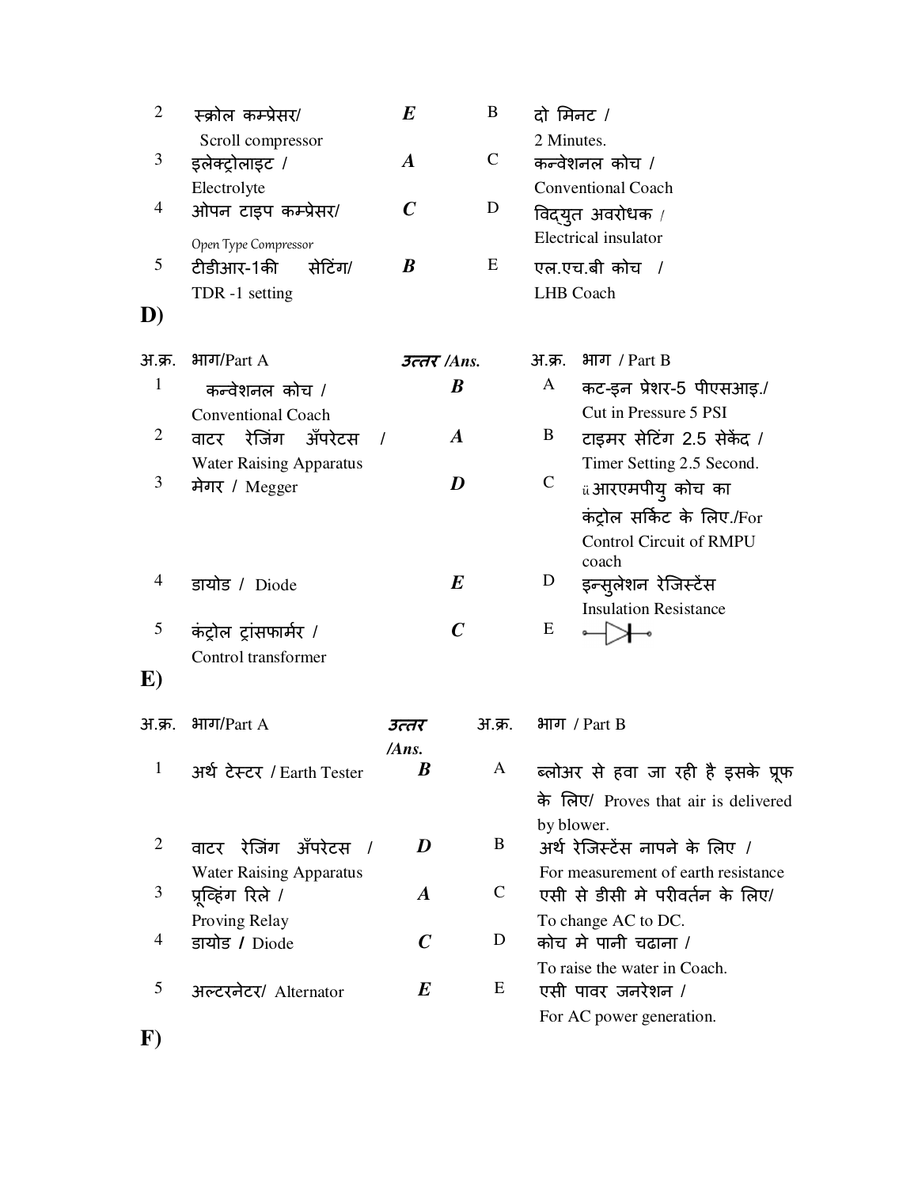| | | | | |
|---|---|---|---|---|
| 2 | स्क्रोल कम्प्रेसर/ Scroll compressor | ***E*** | B | दो मिनट / 2 Minutes. |
| 3 | इलेक्ट्रोलाइट / Electrolyte | ***A*** | C | कन्वेशनल कोच / Conventional Coach |
| 4 | ओपन टाइप कम्प्रेसर/ Open Type Compressor | ***C*** | D | विद्युत अवरोधक / Electrical insulator |
| 5 | टीडीआर-1की सेटिंग/ TDR -1 setting | ***B*** | E | एल.एच.बी कोच / LHB Coach |

**D)**

| अ.क्र. | भाग/Part A | *उत्तर /Ans.* | अ.क्र. | भाग / Part B |
|---|---|---|---|---|
| 1 | कन्वेशनल कोच / Conventional Coach | ***B*** | A | कट-इन प्रेशर-5 पीएसआइ./ Cut in Pressure 5 PSI |
| 2 | वाटर रेजिंग अँपरेटस / Water Raising Apparatus | ***A*** | B | टाइमर सेटिंग 2.5 सेकेंद / Timer Setting 2.5 Second. |
| 3 | मेगर / Megger | ***D*** | C | आरएमपीयु कोच का कंट्रोल सर्किट के लिए./For Control Circuit of RMPU coach |
| 4 | डायोड / Diode | ***E*** | D | इन्सुलेशन रेजिस्टेंस Insulation Resistance |
| 5 | कंट्रोल ट्रांसफार्मर / Control transformer | ***C*** | E | ─▷├─ |

**E)**

| अ.क्र. | भाग/Part A | *उत्तर /Ans.* | अ.क्र. | भाग / Part B |
|---|---|---|---|---|
| 1 | अर्थ टेस्टर / Earth Tester | ***B*** | A | ब्लोअर से हवा जा रही है इसके प्रूफ के लिए/ Proves that air is delivered by blower. |
| 2 | वाटर रेजिंग अँपरेटस / Water Raising Apparatus | ***D*** | B | अर्थ रेजिस्टेंस नापने के लिए / For measurement of earth resistance |
| 3 | प्रूव्हिंग रिले / Proving Relay | ***A*** | C | एसी से डीसी मे परीवर्तन के लिए/ To change AC to DC. |
| 4 | डायोड / Diode | ***C*** | D | कोच मे पानी चढाना / To raise the water in Coach. |
| 5 | अल्टरनेटर/ Alternator | ***E*** | E | एसी पावर जनरेशन / For AC power generation. |

**F)**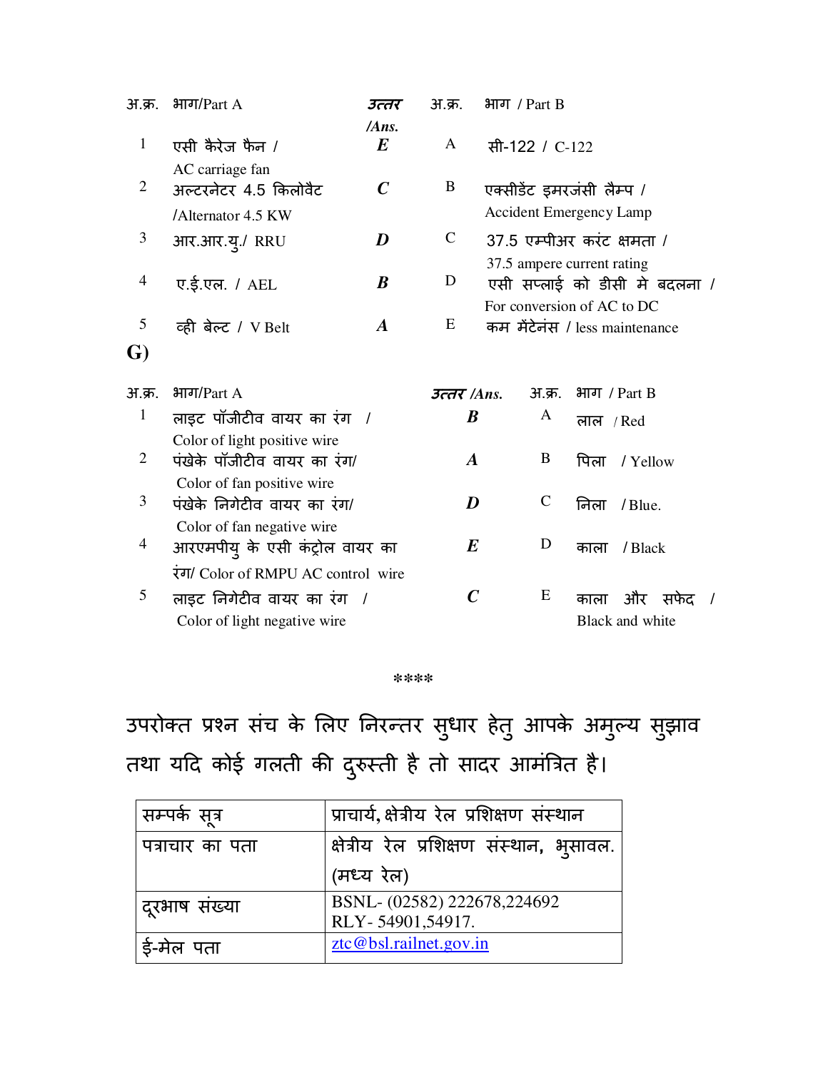| अ.क्र. | भाग/Part A | उत्तर /Ans. | अ.क्र. | भाग / Part B |
|---|---|---|---|---|
| 1 | एसी कैरेज फैन / AC carriage fan | *E* | A | सी-122 / C-122 |
| 2 | अल्टरनेटर 4.5 किलोवैट /Alternator 4.5 KW | *C* | B | एक्सीडेंट इमरजंसी लैम्प / Accident Emergency Lamp |
| 3 | आर.आर.यु./ RRU | *D* | C | 37.5 एम्पीअर करंट क्षमता / 37.5 ampere current rating |
| 4 | ए.ई.एल. / AEL | *B* | D | एसी सप्लाई को डीसी मे बदलना / For conversion of AC to DC |
| 5 | व्ही बेल्ट / V Belt | *A* | E | कम मेंटेनंस / less maintenance |

**G)**

| अ.क्र. | भाग/Part A | उत्तर /Ans. | अ.क्र. | भाग / Part B |
|---|---|---|---|---|
| 1 | लाइट पॉजीटीव वायर का रंग / Color of light positive wire | *B* | A | लाल / Red |
| 2 | पंखेके पॉजीटीव वायर का रंग/ Color of fan positive wire | *A* | B | पिला / Yellow |
| 3 | पंखेके निगेटीव वायर का रंग/ Color of fan negative wire | *D* | C | निला / Blue. |
| 4 | आरएमपीयु के एसी कंट्रोल वायर का रंग/ Color of RMPU AC control wire | *E* | D | काला / Black |
| 5 | लाइट निगेटीव वायर का रंग / Color of light negative wire | *C* | E | काला और सफेद / Black and white |

****

उपरोक्त प्रश्न संच के लिए निरन्तर सुधार हेतु आपके अमुल्य सुझाव तथा यदि कोई गलती की दुरुस्ती है तो सादर आमंत्रित है।

| सम्पर्क सूत्र | प्राचार्य, क्षेत्रीय रेल प्रशिक्षण संस्थान |
|---|---|
| पत्राचार का पता | क्षेत्रीय रेल प्रशिक्षण संस्थान, भुसावल. (मध्य रेल) |
| दूरभाष संख्या | BSNL- (02582) 222678,224692<br>RLY- 54901,54917. |
| ई-मेल पता | ztc@bsl.railnet.gov.in |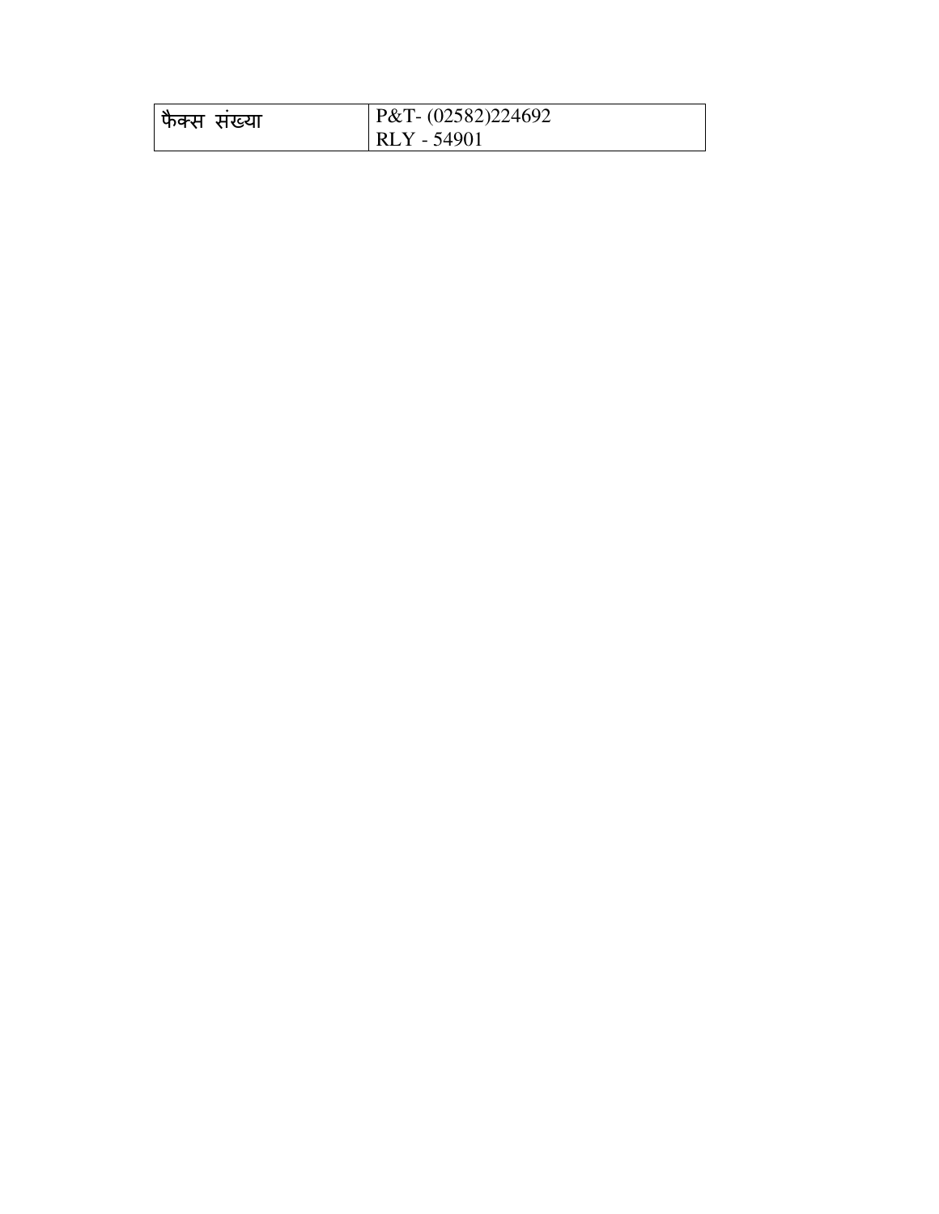| | |
|---|---|
| फैक्स संख्या | P&T- (02582)224692<br>RLY - 54901 |